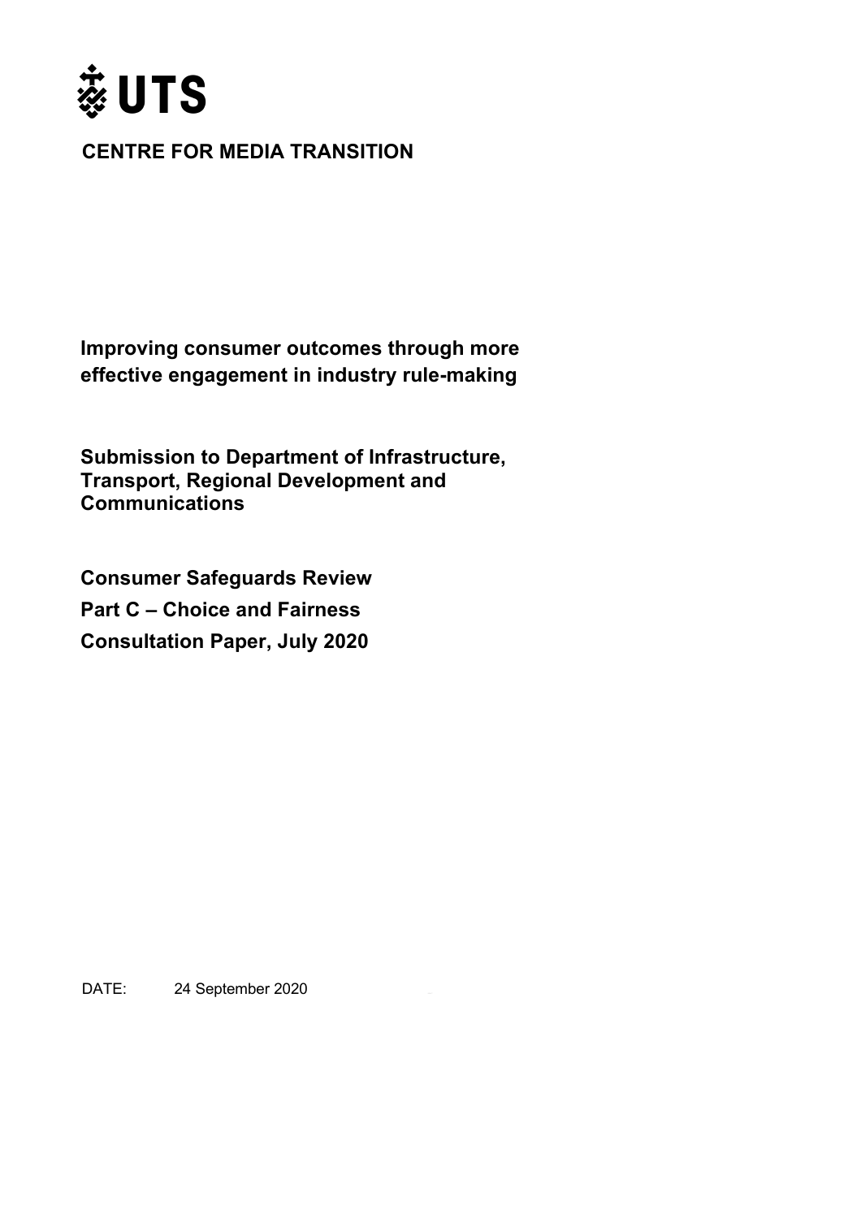UTS

**CENTRE FOR MEDIA TRANSITION**

# Improving consumer outcomes through more effective engagement in industry rule-making

## Submission to Department of Infrastructure, Transport, Regional Development and Communications

## Consumer Safeguards Review
## Part C – Choice and Fairness
## Consultation Paper, July 2020

DATE: 24 September 2020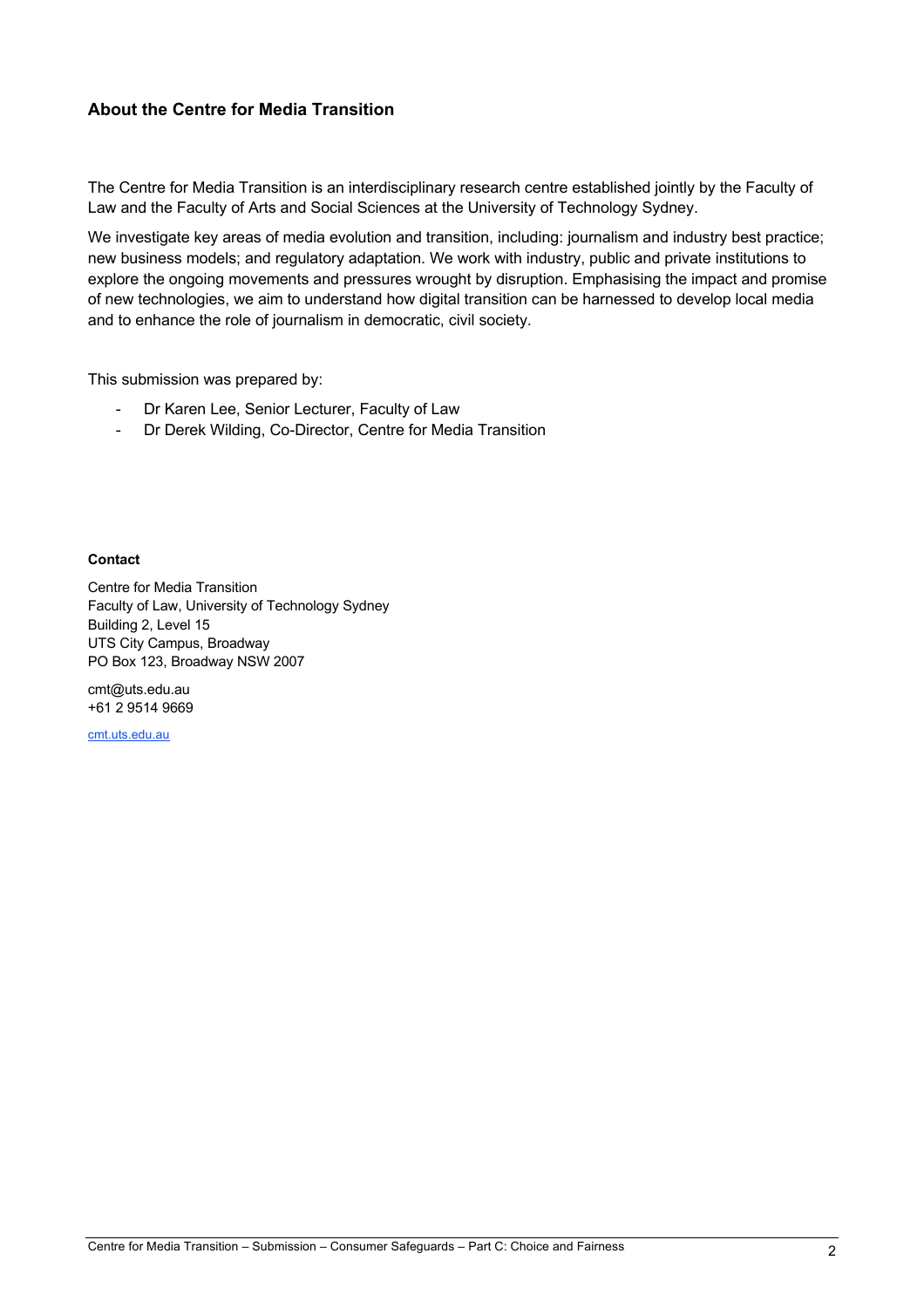## About the Centre for Media Transition

The Centre for Media Transition is an interdisciplinary research centre established jointly by the Faculty of Law and the Faculty of Arts and Social Sciences at the University of Technology Sydney.

We investigate key areas of media evolution and transition, including: journalism and industry best practice; new business models; and regulatory adaptation. We work with industry, public and private institutions to explore the ongoing movements and pressures wrought by disruption. Emphasising the impact and promise of new technologies, we aim to understand how digital transition can be harnessed to develop local media and to enhance the role of journalism in democratic, civil society.

This submission was prepared by:

- Dr Karen Lee, Senior Lecturer, Faculty of Law
- Dr Derek Wilding, Co-Director, Centre for Media Transition

**Contact**

Centre for Media Transition
Faculty of Law, University of Technology Sydney
Building 2, Level 15
UTS City Campus, Broadway
PO Box 123, Broadway NSW 2007

cmt@uts.edu.au
+61 2 9514 9669

cmt.uts.edu.au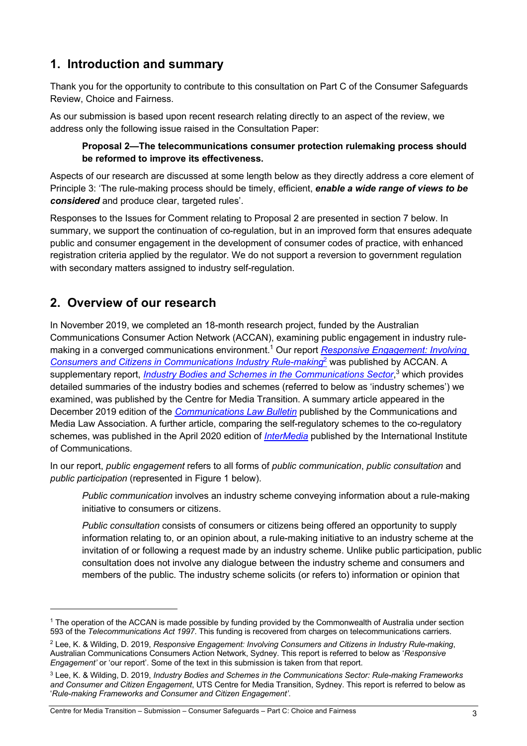## 1. Introduction and summary

Thank you for the opportunity to contribute to this consultation on Part C of the Consumer Safeguards Review, Choice and Fairness.

As our submission is based upon recent research relating directly to an aspect of the review, we address only the following issue raised in the Consultation Paper:

> **Proposal 2—The telecommunications consumer protection rulemaking process should be reformed to improve its effectiveness.**

Aspects of our research are discussed at some length below as they directly address a core element of Principle 3: 'The rule-making process should be timely, efficient, ***enable a wide range of views to be considered*** and produce clear, targeted rules'.

Responses to the Issues for Comment relating to Proposal 2 are presented in section 7 below. In summary, we support the continuation of co-regulation, but in an improved form that ensures adequate public and consumer engagement in the development of consumer codes of practice, with enhanced registration criteria applied by the regulator. We do not support a reversion to government regulation with secondary matters assigned to industry self-regulation.

## 2. Overview of our research

In November 2019, we completed an 18-month research project, funded by the Australian Communications Consumer Action Network (ACCAN), examining public engagement in industry rule-making in a converged communications environment.[1] Our report *Responsive Engagement: Involving Consumers and Citizens in Communications Industry Rule-making*[2] was published by ACCAN. A supplementary report, *Industry Bodies and Schemes in the Communications Sector*,[3] which provides detailed summaries of the industry bodies and schemes (referred to below as 'industry schemes') we examined, was published by the Centre for Media Transition. A summary article appeared in the December 2019 edition of the *Communications Law Bulletin* published by the Communications and Media Law Association. A further article, comparing the self-regulatory schemes to the co-regulatory schemes, was published in the April 2020 edition of *InterMedia* published by the International Institute of Communications.

In our report, *public engagement* refers to all forms of *public communication*, *public consultation* and *public participation* (represented in Figure 1 below).

> *Public communication* involves an industry scheme conveying information about a rule-making initiative to consumers or citizens.
>
> *Public consultation* consists of consumers or citizens being offered an opportunity to supply information relating to, or an opinion about, a rule-making initiative to an industry scheme at the invitation of or following a request made by an industry scheme. Unlike public participation, public consultation does not involve any dialogue between the industry scheme and consumers and members of the public. The industry scheme solicits (or refers to) information or opinion that

---

[1] The operation of the ACCAN is made possible by funding provided by the Commonwealth of Australia under section 593 of the *Telecommunications Act 1997*. This funding is recovered from charges on telecommunications carriers.

[2] Lee, K. & Wilding, D. 2019, *Responsive Engagement: Involving Consumers and Citizens in Industry Rule-making*, Australian Communications Consumers Action Network, Sydney. This report is referred to below as '*Responsive Engagement'* or 'our report'. Some of the text in this submission is taken from that report.

[3] Lee, K. & Wilding, D. 2019, *Industry Bodies and Schemes in the Communications Sector: Rule-making Frameworks and Consumer and Citizen Engagement*, UTS Centre for Media Transition, Sydney. This report is referred to below as '*Rule-making Frameworks and Consumer and Citizen Engagement'*.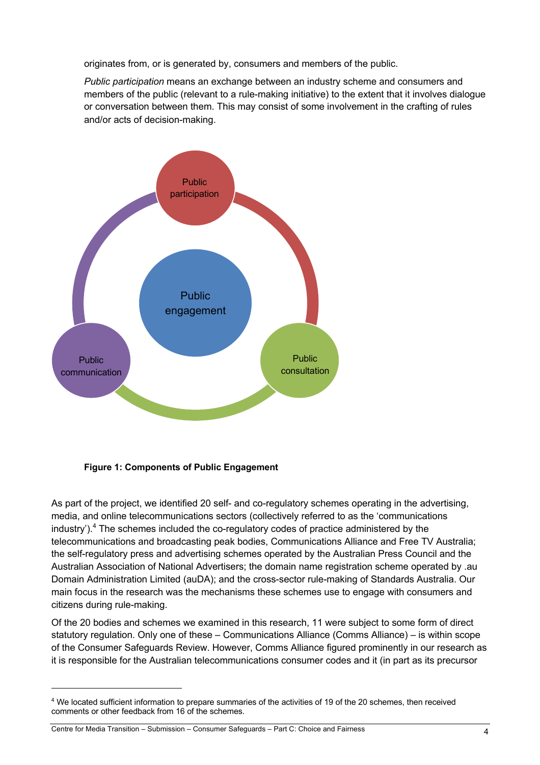originates from, or is generated by, consumers and members of the public.

*Public participation* means an exchange between an industry scheme and consumers and members of the public (relevant to a rule-making initiative) to the extent that it involves dialogue or conversation between them. This may consist of some involvement in the crafting of rules and/or acts of decision-making.

Public participation

Public engagement

Public communication

Public consultation

**Figure 1: Components of Public Engagement**

As part of the project, we identified 20 self- and co-regulatory schemes operating in the advertising, media, and online telecommunications sectors (collectively referred to as the 'communications industry').[4] The schemes included the co-regulatory codes of practice administered by the telecommunications and broadcasting peak bodies, Communications Alliance and Free TV Australia; the self-regulatory press and advertising schemes operated by the Australian Press Council and the Australian Association of National Advertisers; the domain name registration scheme operated by .au Domain Administration Limited (auDA); and the cross-sector rule-making of Standards Australia. Our main focus in the research was the mechanisms these schemes use to engage with consumers and citizens during rule-making.

Of the 20 bodies and schemes we examined in this research, 11 were subject to some form of direct statutory regulation. Only one of these – Communications Alliance (Comms Alliance) – is within scope of the Consumer Safeguards Review. However, Comms Alliance figured prominently in our research as it is responsible for the Australian telecommunications consumer codes and it (in part as its precursor

[4] We located sufficient information to prepare summaries of the activities of 19 of the 20 schemes, then received comments or other feedback from 16 of the schemes.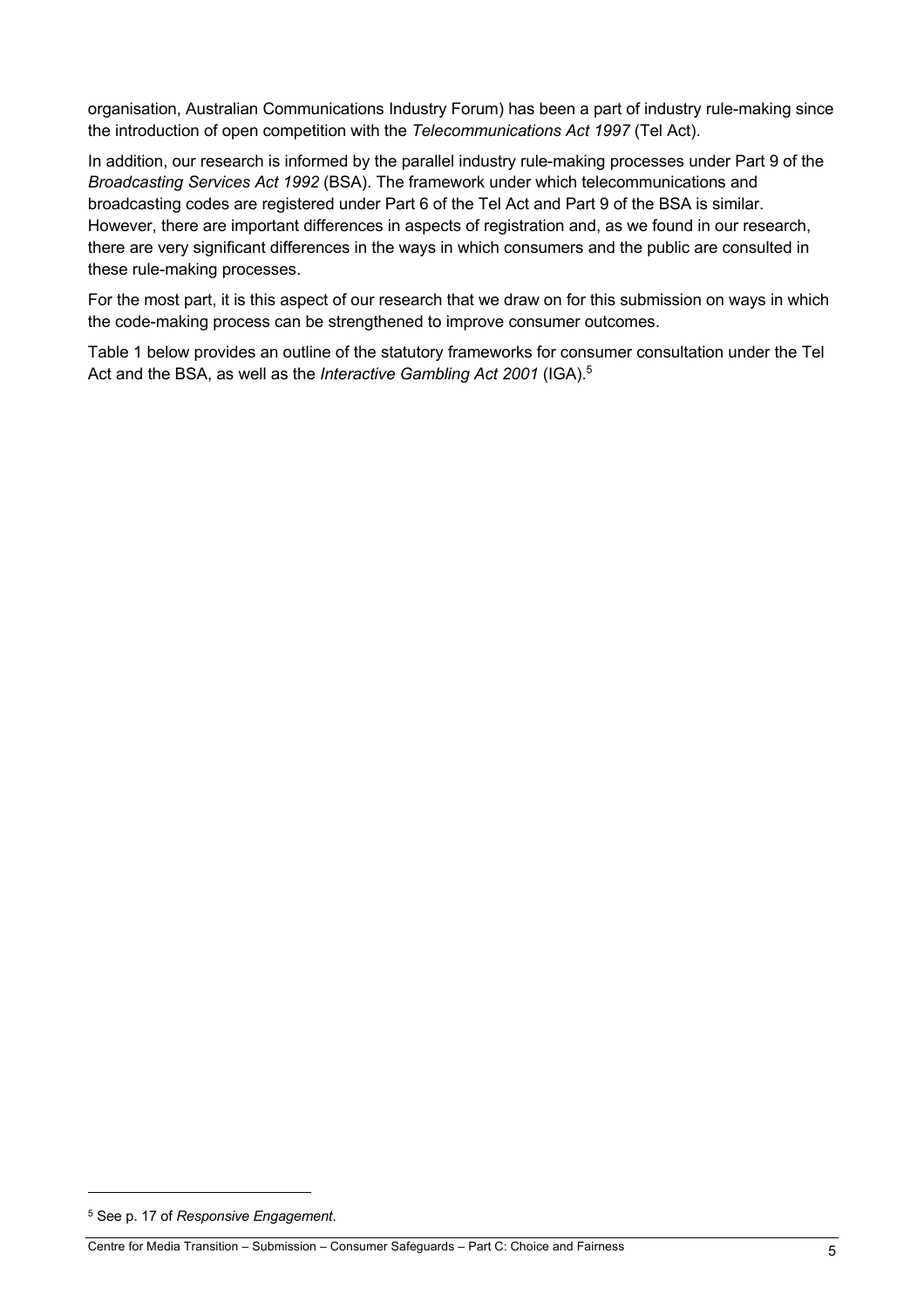organisation, Australian Communications Industry Forum) has been a part of industry rule-making since the introduction of open competition with the *Telecommunications Act 1997* (Tel Act).

In addition, our research is informed by the parallel industry rule-making processes under Part 9 of the *Broadcasting Services Act 1992* (BSA). The framework under which telecommunications and broadcasting codes are registered under Part 6 of the Tel Act and Part 9 of the BSA is similar. However, there are important differences in aspects of registration and, as we found in our research, there are very significant differences in the ways in which consumers and the public are consulted in these rule-making processes.

For the most part, it is this aspect of our research that we draw on for this submission on ways in which the code-making process can be strengthened to improve consumer outcomes.

Table 1 below provides an outline of the statutory frameworks for consumer consultation under the Tel Act and the BSA, as well as the *Interactive Gambling Act 2001* (IGA).[5]

[5] See p. 17 of *Responsive Engagement*.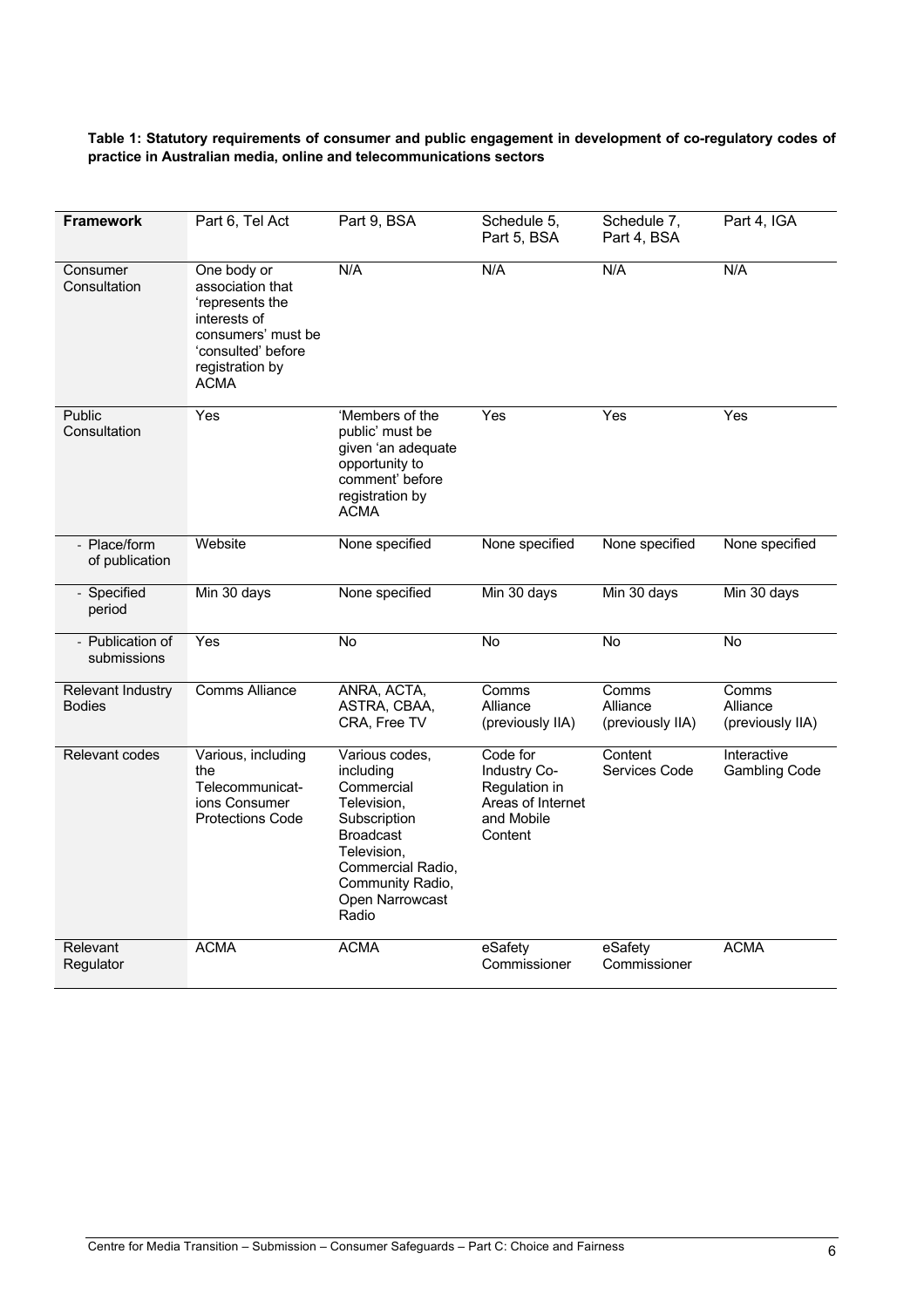**Table 1: Statutory requirements of consumer and public engagement in development of co-regulatory codes of practice in Australian media, online and telecommunications sectors**

| **Framework** | Part 6, Tel Act | Part 9, BSA | Schedule 5, Part 5, BSA | Schedule 7, Part 4, BSA | Part 4, IGA |
|---|---|---|---|---|---|
| Consumer Consultation | One body or association that 'represents the interests of consumers' must be 'consulted' before registration by ACMA | N/A | N/A | N/A | N/A |
| Public Consultation | Yes | 'Members of the public' must be given 'an adequate opportunity to comment' before registration by ACMA | Yes | Yes | Yes |
| - Place/form of publication | Website | None specified | None specified | None specified | None specified |
| - Specified period | Min 30 days | None specified | Min 30 days | Min 30 days | Min 30 days |
| - Publication of submissions | Yes | No | No | No | No |
| Relevant Industry Bodies | Comms Alliance | ANRA, ACTA, ASTRA, CBAA, CRA, Free TV | Comms Alliance (previously IIA) | Comms Alliance (previously IIA) | Comms Alliance (previously IIA) |
| Relevant codes | Various, including the Telecommunications Consumer Protections Code | Various codes, including Commercial Television, Subscription Broadcast Television, Commercial Radio, Community Radio, Open Narrowcast Radio | Code for Industry Co-Regulation in Areas of Internet and Mobile Content | Content Services Code | Interactive Gambling Code |
| Relevant Regulator | ACMA | ACMA | eSafety Commissioner | eSafety Commissioner | ACMA |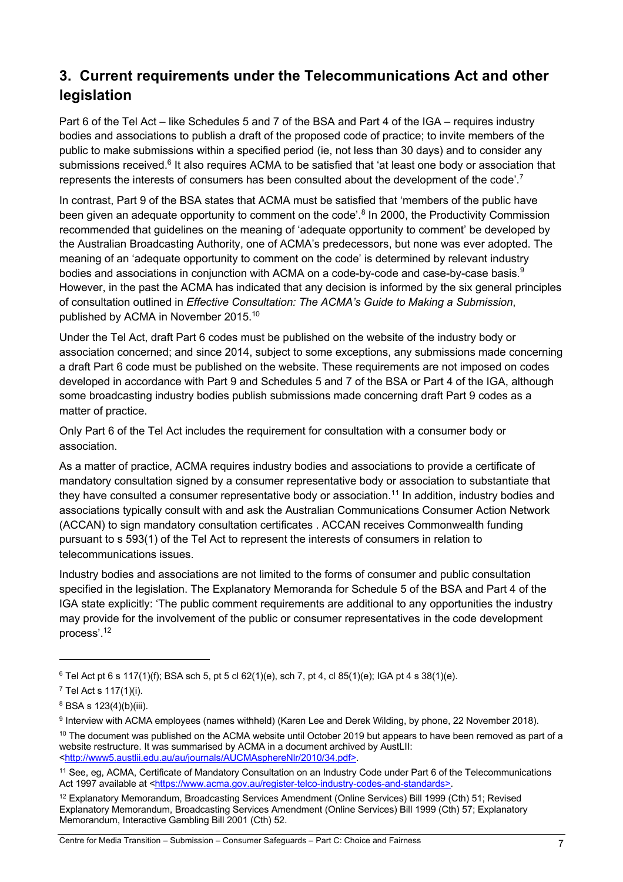## 3. Current requirements under the Telecommunications Act and other legislation

Part 6 of the Tel Act – like Schedules 5 and 7 of the BSA and Part 4 of the IGA – requires industry bodies and associations to publish a draft of the proposed code of practice; to invite members of the public to make submissions within a specified period (ie, not less than 30 days) and to consider any submissions received.[6] It also requires ACMA to be satisfied that 'at least one body or association that represents the interests of consumers has been consulted about the development of the code'.[7]

In contrast, Part 9 of the BSA states that ACMA must be satisfied that 'members of the public have been given an adequate opportunity to comment on the code'.[8] In 2000, the Productivity Commission recommended that guidelines on the meaning of 'adequate opportunity to comment' be developed by the Australian Broadcasting Authority, one of ACMA's predecessors, but none was ever adopted. The meaning of an 'adequate opportunity to comment on the code' is determined by relevant industry bodies and associations in conjunction with ACMA on a code-by-code and case-by-case basis.[9] However, in the past the ACMA has indicated that any decision is informed by the six general principles of consultation outlined in *Effective Consultation: The ACMA's Guide to Making a Submission*, published by ACMA in November 2015.[10]

Under the Tel Act, draft Part 6 codes must be published on the website of the industry body or association concerned; and since 2014, subject to some exceptions, any submissions made concerning a draft Part 6 code must be published on the website. These requirements are not imposed on codes developed in accordance with Part 9 and Schedules 5 and 7 of the BSA or Part 4 of the IGA, although some broadcasting industry bodies publish submissions made concerning draft Part 9 codes as a matter of practice.

Only Part 6 of the Tel Act includes the requirement for consultation with a consumer body or association.

As a matter of practice, ACMA requires industry bodies and associations to provide a certificate of mandatory consultation signed by a consumer representative body or association to substantiate that they have consulted a consumer representative body or association.[11] In addition, industry bodies and associations typically consult with and ask the Australian Communications Consumer Action Network (ACCAN) to sign mandatory consultation certificates . ACCAN receives Commonwealth funding pursuant to s 593(1) of the Tel Act to represent the interests of consumers in relation to telecommunications issues.

Industry bodies and associations are not limited to the forms of consumer and public consultation specified in the legislation. The Explanatory Memoranda for Schedule 5 of the BSA and Part 4 of the IGA state explicitly: 'The public comment requirements are additional to any opportunities the industry may provide for the involvement of the public or consumer representatives in the code development process'.[12]

---

[6] Tel Act pt 6 s 117(1)(f); BSA sch 5, pt 5 cl 62(1)(e), sch 7, pt 4, cl 85(1)(e); IGA pt 4 s 38(1)(e).

[7] Tel Act s 117(1)(i).

[8] BSA s 123(4)(b)(iii).

[9] Interview with ACMA employees (names withheld) (Karen Lee and Derek Wilding, by phone, 22 November 2018).

[10] The document was published on the ACMA website until October 2019 but appears to have been removed as part of a website restructure. It was summarised by ACMA in a document archived by AustLII: <http://www5.austlii.edu.au/au/journals/AUCMAsphereNlr/2010/34.pdf>.

[11] See, eg, ACMA, Certificate of Mandatory Consultation on an Industry Code under Part 6 of the Telecommunications Act 1997 available at <https://www.acma.gov.au/register-telco-industry-codes-and-standards>.

[12] Explanatory Memorandum, Broadcasting Services Amendment (Online Services) Bill 1999 (Cth) 51; Revised Explanatory Memorandum, Broadcasting Services Amendment (Online Services) Bill 1999 (Cth) 57; Explanatory Memorandum, Interactive Gambling Bill 2001 (Cth) 52.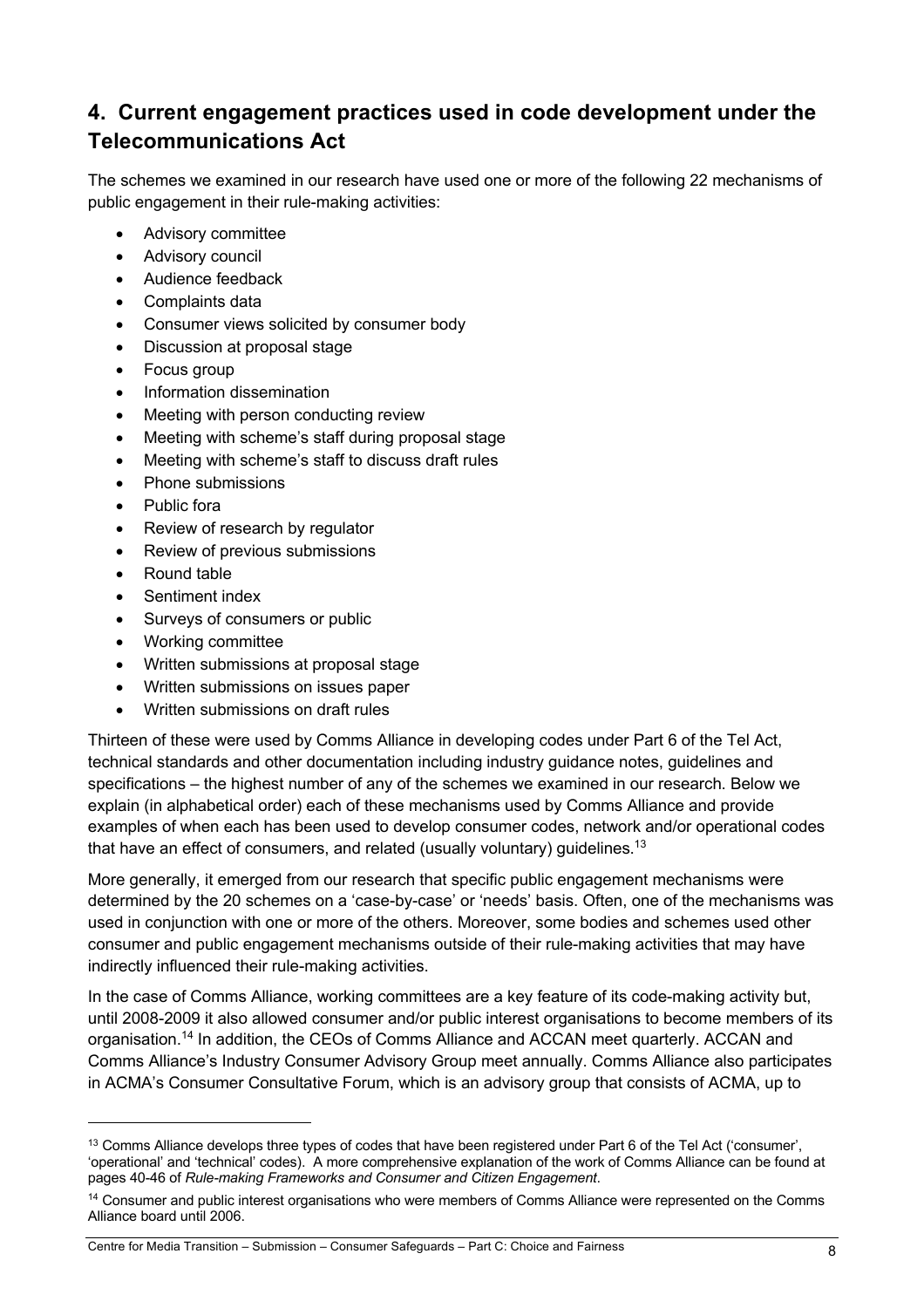## 4. Current engagement practices used in code development under the Telecommunications Act

The schemes we examined in our research have used one or more of the following 22 mechanisms of public engagement in their rule-making activities:

- Advisory committee
- Advisory council
- Audience feedback
- Complaints data
- Consumer views solicited by consumer body
- Discussion at proposal stage
- Focus group
- Information dissemination
- Meeting with person conducting review
- Meeting with scheme's staff during proposal stage
- Meeting with scheme's staff to discuss draft rules
- Phone submissions
- Public fora
- Review of research by regulator
- Review of previous submissions
- Round table
- Sentiment index
- Surveys of consumers or public
- Working committee
- Written submissions at proposal stage
- Written submissions on issues paper
- Written submissions on draft rules

Thirteen of these were used by Comms Alliance in developing codes under Part 6 of the Tel Act, technical standards and other documentation including industry guidance notes, guidelines and specifications – the highest number of any of the schemes we examined in our research. Below we explain (in alphabetical order) each of these mechanisms used by Comms Alliance and provide examples of when each has been used to develop consumer codes, network and/or operational codes that have an effect of consumers, and related (usually voluntary) guidelines.[13]

More generally, it emerged from our research that specific public engagement mechanisms were determined by the 20 schemes on a 'case-by-case' or 'needs' basis. Often, one of the mechanisms was used in conjunction with one or more of the others. Moreover, some bodies and schemes used other consumer and public engagement mechanisms outside of their rule-making activities that may have indirectly influenced their rule-making activities.

In the case of Comms Alliance, working committees are a key feature of its code-making activity but, until 2008-2009 it also allowed consumer and/or public interest organisations to become members of its organisation.[14] In addition, the CEOs of Comms Alliance and ACCAN meet quarterly. ACCAN and Comms Alliance's Industry Consumer Advisory Group meet annually. Comms Alliance also participates in ACMA's Consumer Consultative Forum, which is an advisory group that consists of ACMA, up to

---

[13] Comms Alliance develops three types of codes that have been registered under Part 6 of the Tel Act ('consumer', 'operational' and 'technical' codes). A more comprehensive explanation of the work of Comms Alliance can be found at pages 40-46 of *Rule-making Frameworks and Consumer and Citizen Engagement*.

[14] Consumer and public interest organisations who were members of Comms Alliance were represented on the Comms Alliance board until 2006.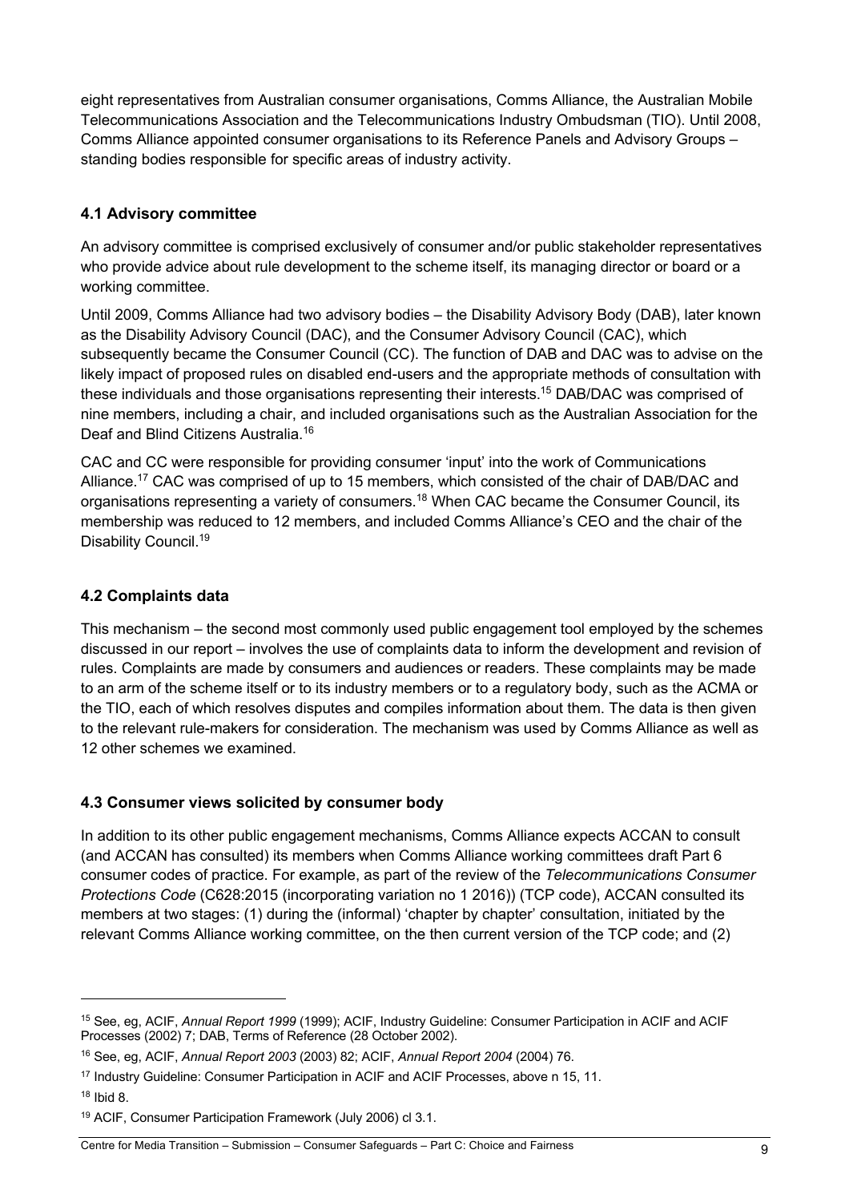eight representatives from Australian consumer organisations, Comms Alliance, the Australian Mobile Telecommunications Association and the Telecommunications Industry Ombudsman (TIO). Until 2008, Comms Alliance appointed consumer organisations to its Reference Panels and Advisory Groups – standing bodies responsible for specific areas of industry activity.

### 4.1 Advisory committee

An advisory committee is comprised exclusively of consumer and/or public stakeholder representatives who provide advice about rule development to the scheme itself, its managing director or board or a working committee.

Until 2009, Comms Alliance had two advisory bodies – the Disability Advisory Body (DAB), later known as the Disability Advisory Council (DAC), and the Consumer Advisory Council (CAC), which subsequently became the Consumer Council (CC). The function of DAB and DAC was to advise on the likely impact of proposed rules on disabled end-users and the appropriate methods of consultation with these individuals and those organisations representing their interests.[15] DAB/DAC was comprised of nine members, including a chair, and included organisations such as the Australian Association for the Deaf and Blind Citizens Australia.[16]

CAC and CC were responsible for providing consumer 'input' into the work of Communications Alliance.[17] CAC was comprised of up to 15 members, which consisted of the chair of DAB/DAC and organisations representing a variety of consumers.[18] When CAC became the Consumer Council, its membership was reduced to 12 members, and included Comms Alliance's CEO and the chair of the Disability Council.[19]

### 4.2 Complaints data

This mechanism – the second most commonly used public engagement tool employed by the schemes discussed in our report – involves the use of complaints data to inform the development and revision of rules. Complaints are made by consumers and audiences or readers. These complaints may be made to an arm of the scheme itself or to its industry members or to a regulatory body, such as the ACMA or the TIO, each of which resolves disputes and compiles information about them. The data is then given to the relevant rule-makers for consideration. The mechanism was used by Comms Alliance as well as 12 other schemes we examined.

### 4.3 Consumer views solicited by consumer body

In addition to its other public engagement mechanisms, Comms Alliance expects ACCAN to consult (and ACCAN has consulted) its members when Comms Alliance working committees draft Part 6 consumer codes of practice. For example, as part of the review of the *Telecommunications Consumer Protections Code* (C628:2015 (incorporating variation no 1 2016)) (TCP code), ACCAN consulted its members at two stages: (1) during the (informal) 'chapter by chapter' consultation, initiated by the relevant Comms Alliance working committee, on the then current version of the TCP code; and (2)

---

[15] See, eg, ACIF, *Annual Report 1999* (1999); ACIF, Industry Guideline: Consumer Participation in ACIF and ACIF Processes (2002) 7; DAB, Terms of Reference (28 October 2002).

[16] See, eg, ACIF, *Annual Report 2003* (2003) 82; ACIF, *Annual Report 2004* (2004) 76.

[17] Industry Guideline: Consumer Participation in ACIF and ACIF Processes, above n 15, 11.

[18] Ibid 8.

[19] ACIF, Consumer Participation Framework (July 2006) cl 3.1.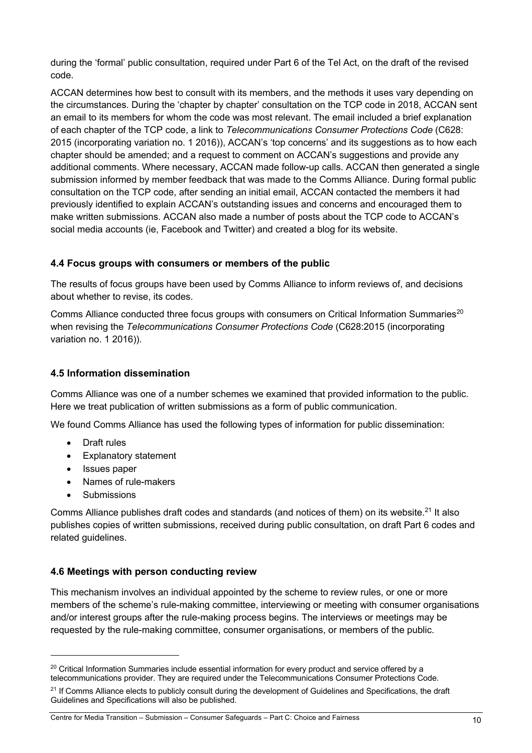during the 'formal' public consultation, required under Part 6 of the Tel Act, on the draft of the revised code.

ACCAN determines how best to consult with its members, and the methods it uses vary depending on the circumstances. During the 'chapter by chapter' consultation on the TCP code in 2018, ACCAN sent an email to its members for whom the code was most relevant. The email included a brief explanation of each chapter of the TCP code, a link to *Telecommunications Consumer Protections Code* (C628: 2015 (incorporating variation no. 1 2016)), ACCAN's 'top concerns' and its suggestions as to how each chapter should be amended; and a request to comment on ACCAN's suggestions and provide any additional comments. Where necessary, ACCAN made follow-up calls. ACCAN then generated a single submission informed by member feedback that was made to the Comms Alliance. During formal public consultation on the TCP code, after sending an initial email, ACCAN contacted the members it had previously identified to explain ACCAN's outstanding issues and concerns and encouraged them to make written submissions. ACCAN also made a number of posts about the TCP code to ACCAN's social media accounts (ie, Facebook and Twitter) and created a blog for its website.

### 4.4 Focus groups with consumers or members of the public

The results of focus groups have been used by Comms Alliance to inform reviews of, and decisions about whether to revise, its codes.

Comms Alliance conducted three focus groups with consumers on Critical Information Summaries[20] when revising the *Telecommunications Consumer Protections Code* (C628:2015 (incorporating variation no. 1 2016)).

### 4.5 Information dissemination

Comms Alliance was one of a number schemes we examined that provided information to the public. Here we treat publication of written submissions as a form of public communication.

We found Comms Alliance has used the following types of information for public dissemination:

- Draft rules
- Explanatory statement
- Issues paper
- Names of rule-makers
- Submissions

Comms Alliance publishes draft codes and standards (and notices of them) on its website.[21] It also publishes copies of written submissions, received during public consultation, on draft Part 6 codes and related guidelines.

### 4.6 Meetings with person conducting review

This mechanism involves an individual appointed by the scheme to review rules, or one or more members of the scheme's rule-making committee, interviewing or meeting with consumer organisations and/or interest groups after the rule-making process begins. The interviews or meetings may be requested by the rule-making committee, consumer organisations, or members of the public.

---

[20] Critical Information Summaries include essential information for every product and service offered by a telecommunications provider. They are required under the Telecommunications Consumer Protections Code.

[21] If Comms Alliance elects to publicly consult during the development of Guidelines and Specifications, the draft Guidelines and Specifications will also be published.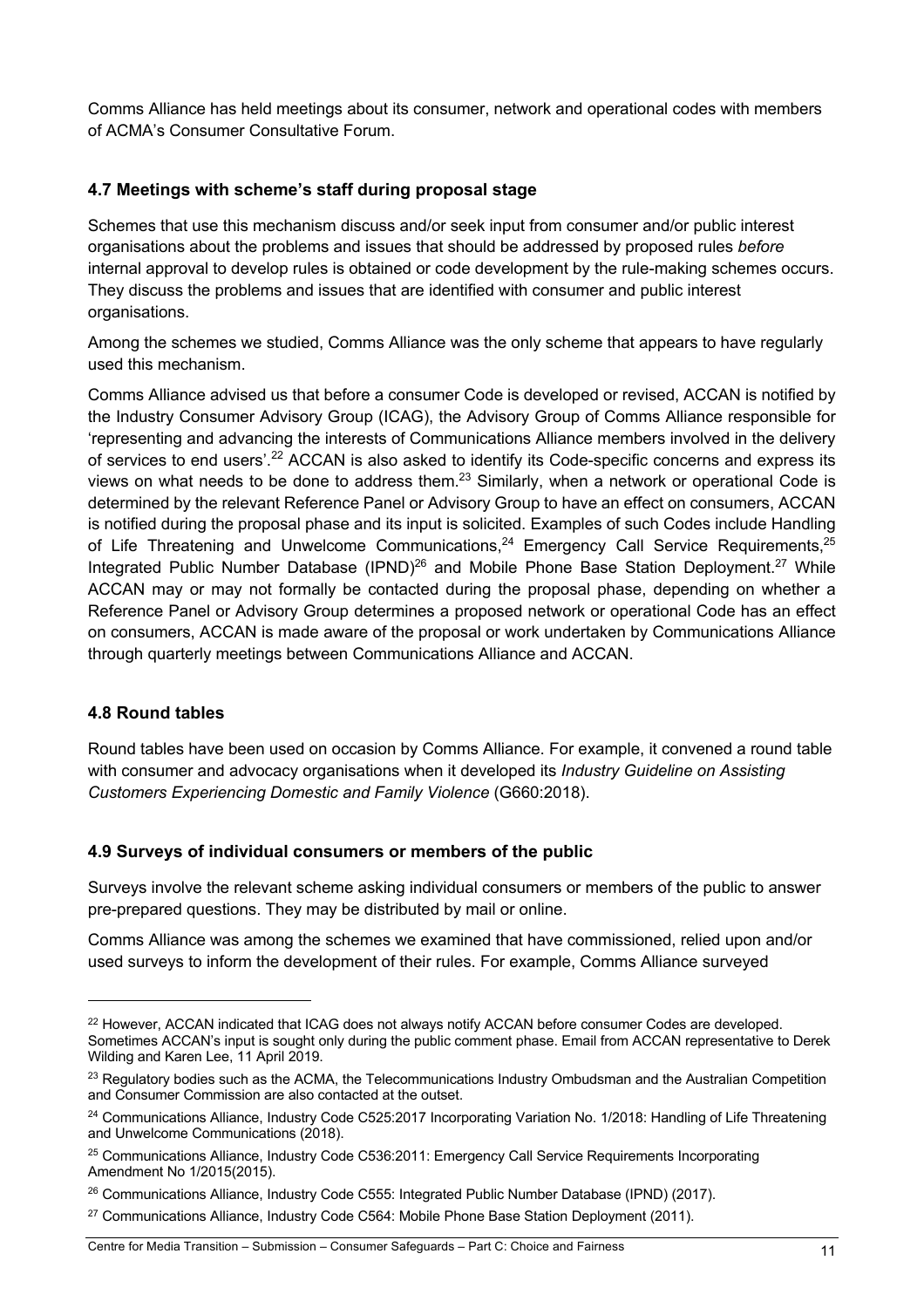Comms Alliance has held meetings about its consumer, network and operational codes with members of ACMA's Consumer Consultative Forum.

### 4.7 Meetings with scheme's staff during proposal stage

Schemes that use this mechanism discuss and/or seek input from consumer and/or public interest organisations about the problems and issues that should be addressed by proposed rules *before* internal approval to develop rules is obtained or code development by the rule-making schemes occurs. They discuss the problems and issues that are identified with consumer and public interest organisations.

Among the schemes we studied, Comms Alliance was the only scheme that appears to have regularly used this mechanism.

Comms Alliance advised us that before a consumer Code is developed or revised, ACCAN is notified by the Industry Consumer Advisory Group (ICAG), the Advisory Group of Comms Alliance responsible for 'representing and advancing the interests of Communications Alliance members involved in the delivery of services to end users'.[22] ACCAN is also asked to identify its Code-specific concerns and express its views on what needs to be done to address them.[23] Similarly, when a network or operational Code is determined by the relevant Reference Panel or Advisory Group to have an effect on consumers, ACCAN is notified during the proposal phase and its input is solicited. Examples of such Codes include Handling of Life Threatening and Unwelcome Communications,[24] Emergency Call Service Requirements,[25] Integrated Public Number Database (IPND)[26] and Mobile Phone Base Station Deployment.[27] While ACCAN may or may not formally be contacted during the proposal phase, depending on whether a Reference Panel or Advisory Group determines a proposed network or operational Code has an effect on consumers, ACCAN is made aware of the proposal or work undertaken by Communications Alliance through quarterly meetings between Communications Alliance and ACCAN.

### 4.8 Round tables

Round tables have been used on occasion by Comms Alliance. For example, it convened a round table with consumer and advocacy organisations when it developed its *Industry Guideline on Assisting Customers Experiencing Domestic and Family Violence* (G660:2018).

### 4.9 Surveys of individual consumers or members of the public

Surveys involve the relevant scheme asking individual consumers or members of the public to answer pre-prepared questions. They may be distributed by mail or online.

Comms Alliance was among the schemes we examined that have commissioned, relied upon and/or used surveys to inform the development of their rules. For example, Comms Alliance surveyed

---

[22] However, ACCAN indicated that ICAG does not always notify ACCAN before consumer Codes are developed. Sometimes ACCAN's input is sought only during the public comment phase. Email from ACCAN representative to Derek Wilding and Karen Lee, 11 April 2019.

[23] Regulatory bodies such as the ACMA, the Telecommunications Industry Ombudsman and the Australian Competition and Consumer Commission are also contacted at the outset.

[24] Communications Alliance, Industry Code C525:2017 Incorporating Variation No. 1/2018: Handling of Life Threatening and Unwelcome Communications (2018).

[25] Communications Alliance, Industry Code C536:2011: Emergency Call Service Requirements Incorporating Amendment No 1/2015(2015).

[26] Communications Alliance, Industry Code C555: Integrated Public Number Database (IPND) (2017).

[27] Communications Alliance, Industry Code C564: Mobile Phone Base Station Deployment (2011).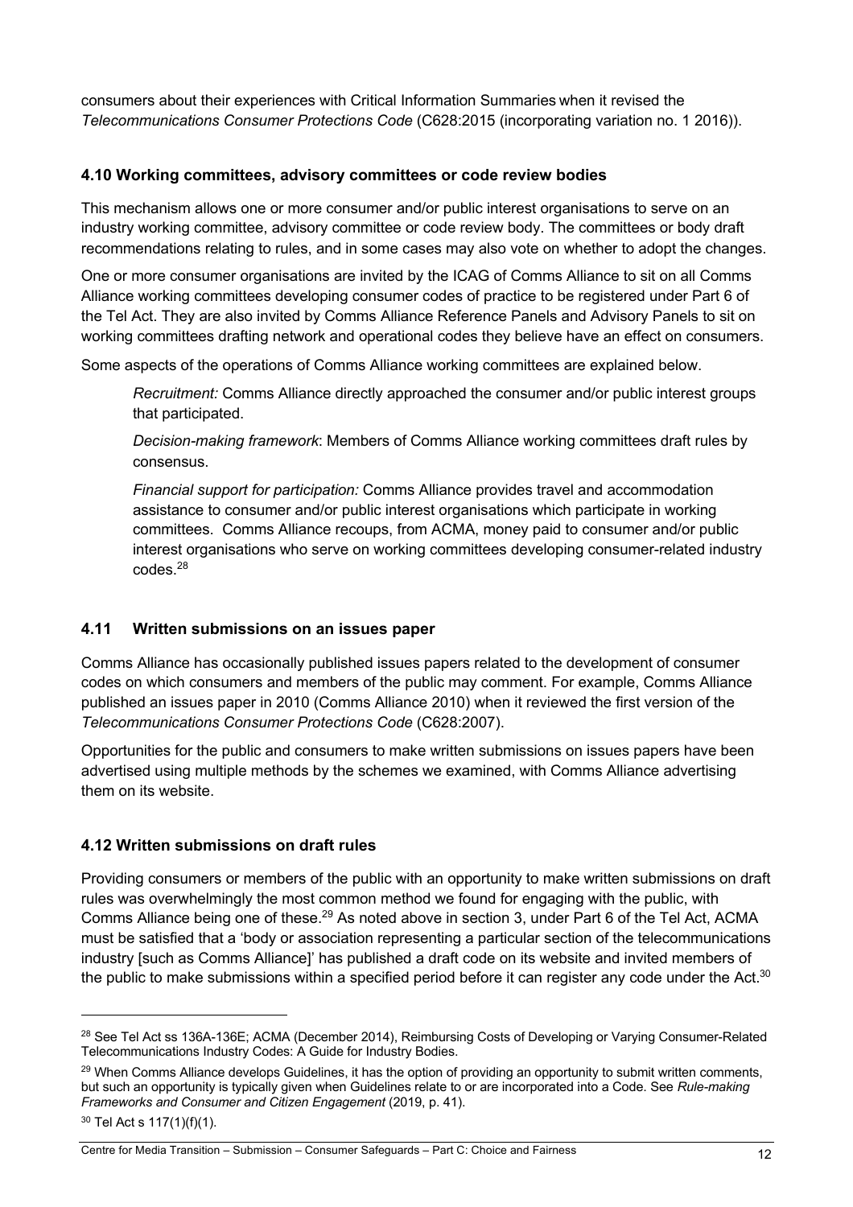consumers about their experiences with Critical Information Summaries when it revised the *Telecommunications Consumer Protections Code* (C628:2015 (incorporating variation no. 1 2016)).

### 4.10 Working committees, advisory committees or code review bodies

This mechanism allows one or more consumer and/or public interest organisations to serve on an industry working committee, advisory committee or code review body. The committees or body draft recommendations relating to rules, and in some cases may also vote on whether to adopt the changes.

One or more consumer organisations are invited by the ICAG of Comms Alliance to sit on all Comms Alliance working committees developing consumer codes of practice to be registered under Part 6 of the Tel Act. They are also invited by Comms Alliance Reference Panels and Advisory Panels to sit on working committees drafting network and operational codes they believe have an effect on consumers.

Some aspects of the operations of Comms Alliance working committees are explained below.

> *Recruitment:* Comms Alliance directly approached the consumer and/or public interest groups that participated.
>
> *Decision-making framework*: Members of Comms Alliance working committees draft rules by consensus.
>
> *Financial support for participation:* Comms Alliance provides travel and accommodation assistance to consumer and/or public interest organisations which participate in working committees. Comms Alliance recoups, from ACMA, money paid to consumer and/or public interest organisations who serve on working committees developing consumer-related industry codes.[28]

### 4.11 Written submissions on an issues paper

Comms Alliance has occasionally published issues papers related to the development of consumer codes on which consumers and members of the public may comment. For example, Comms Alliance published an issues paper in 2010 (Comms Alliance 2010) when it reviewed the first version of the *Telecommunications Consumer Protections Code* (C628:2007).

Opportunities for the public and consumers to make written submissions on issues papers have been advertised using multiple methods by the schemes we examined, with Comms Alliance advertising them on its website.

### 4.12 Written submissions on draft rules

Providing consumers or members of the public with an opportunity to make written submissions on draft rules was overwhelmingly the most common method we found for engaging with the public, with Comms Alliance being one of these.[29] As noted above in section 3, under Part 6 of the Tel Act, ACMA must be satisfied that a 'body or association representing a particular section of the telecommunications industry [such as Comms Alliance]' has published a draft code on its website and invited members of the public to make submissions within a specified period before it can register any code under the Act.[30]

---

[28] See Tel Act ss 136A-136E; ACMA (December 2014), Reimbursing Costs of Developing or Varying Consumer-Related Telecommunications Industry Codes: A Guide for Industry Bodies.

[29] When Comms Alliance develops Guidelines, it has the option of providing an opportunity to submit written comments, but such an opportunity is typically given when Guidelines relate to or are incorporated into a Code. See *Rule-making Frameworks and Consumer and Citizen Engagement* (2019, p. 41).

[30] Tel Act s 117(1)(f)(1).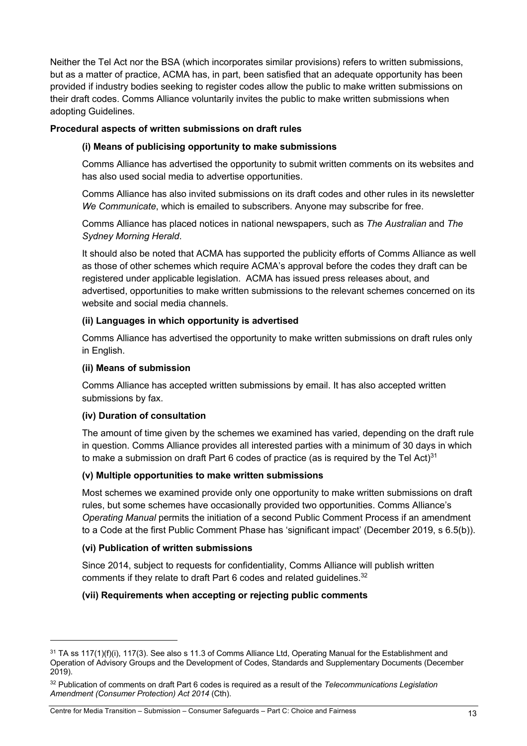Neither the Tel Act nor the BSA (which incorporates similar provisions) refers to written submissions, but as a matter of practice, ACMA has, in part, been satisfied that an adequate opportunity has been provided if industry bodies seeking to register codes allow the public to make written submissions on their draft codes. Comms Alliance voluntarily invites the public to make written submissions when adopting Guidelines.

**Procedural aspects of written submissions on draft rules**

**(i) Means of publicising opportunity to make submissions**

Comms Alliance has advertised the opportunity to submit written comments on its websites and has also used social media to advertise opportunities.

Comms Alliance has also invited submissions on its draft codes and other rules in its newsletter *We Communicate*, which is emailed to subscribers. Anyone may subscribe for free.

Comms Alliance has placed notices in national newspapers, such as *The Australian* and *The Sydney Morning Herald*.

It should also be noted that ACMA has supported the publicity efforts of Comms Alliance as well as those of other schemes which require ACMA's approval before the codes they draft can be registered under applicable legislation. ACMA has issued press releases about, and advertised, opportunities to make written submissions to the relevant schemes concerned on its website and social media channels.

**(ii) Languages in which opportunity is advertised**

Comms Alliance has advertised the opportunity to make written submissions on draft rules only in English.

**(ii) Means of submission**

Comms Alliance has accepted written submissions by email. It has also accepted written submissions by fax.

**(iv) Duration of consultation**

The amount of time given by the schemes we examined has varied, depending on the draft rule in question. Comms Alliance provides all interested parties with a minimum of 30 days in which to make a submission on draft Part 6 codes of practice (as is required by the Tel Act)[31]

**(v) Multiple opportunities to make written submissions**

Most schemes we examined provide only one opportunity to make written submissions on draft rules, but some schemes have occasionally provided two opportunities. Comms Alliance's *Operating Manual* permits the initiation of a second Public Comment Process if an amendment to a Code at the first Public Comment Phase has 'significant impact' (December 2019, s 6.5(b)).

**(vi) Publication of written submissions**

Since 2014, subject to requests for confidentiality, Comms Alliance will publish written comments if they relate to draft Part 6 codes and related guidelines.[32]

**(vii) Requirements when accepting or rejecting public comments**

---

[31] TA ss 117(1)(f)(i), 117(3). See also s 11.3 of Comms Alliance Ltd, Operating Manual for the Establishment and Operation of Advisory Groups and the Development of Codes, Standards and Supplementary Documents (December 2019).

[32] Publication of comments on draft Part 6 codes is required as a result of the *Telecommunications Legislation Amendment (Consumer Protection) Act 2014* (Cth).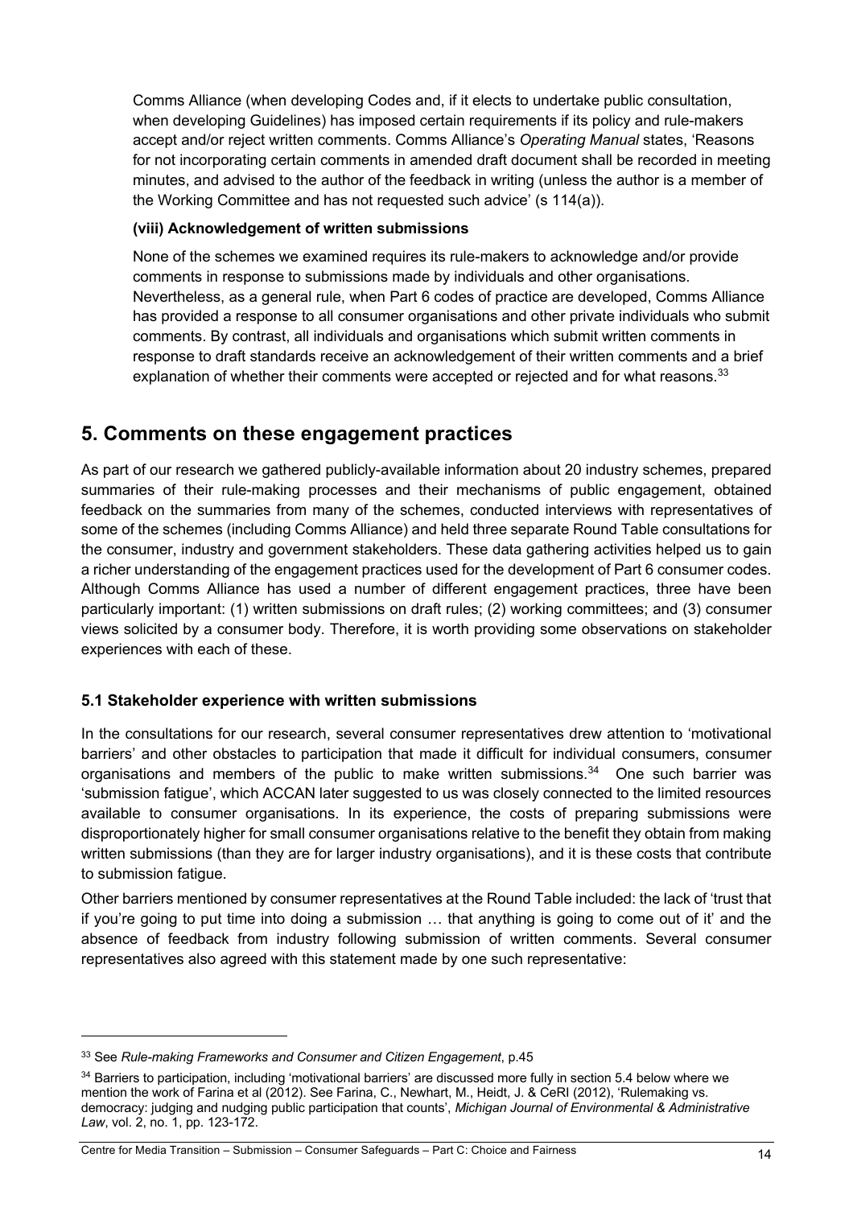Comms Alliance (when developing Codes and, if it elects to undertake public consultation, when developing Guidelines) has imposed certain requirements if its policy and rule-makers accept and/or reject written comments. Comms Alliance's *Operating Manual* states, 'Reasons for not incorporating certain comments in amended draft document shall be recorded in meeting minutes, and advised to the author of the feedback in writing (unless the author is a member of the Working Committee and has not requested such advice' (s 114(a)).

**(viii) Acknowledgement of written submissions**

None of the schemes we examined requires its rule-makers to acknowledge and/or provide comments in response to submissions made by individuals and other organisations. Nevertheless, as a general rule, when Part 6 codes of practice are developed, Comms Alliance has provided a response to all consumer organisations and other private individuals who submit comments. By contrast, all individuals and organisations which submit written comments in response to draft standards receive an acknowledgement of their written comments and a brief explanation of whether their comments were accepted or rejected and for what reasons.[33]

## 5. Comments on these engagement practices

As part of our research we gathered publicly-available information about 20 industry schemes, prepared summaries of their rule-making processes and their mechanisms of public engagement, obtained feedback on the summaries from many of the schemes, conducted interviews with representatives of some of the schemes (including Comms Alliance) and held three separate Round Table consultations for the consumer, industry and government stakeholders. These data gathering activities helped us to gain a richer understanding of the engagement practices used for the development of Part 6 consumer codes. Although Comms Alliance has used a number of different engagement practices, three have been particularly important: (1) written submissions on draft rules; (2) working committees; and (3) consumer views solicited by a consumer body. Therefore, it is worth providing some observations on stakeholder experiences with each of these.

### 5.1 Stakeholder experience with written submissions

In the consultations for our research, several consumer representatives drew attention to 'motivational barriers' and other obstacles to participation that made it difficult for individual consumers, consumer organisations and members of the public to make written submissions.[34] One such barrier was 'submission fatigue', which ACCAN later suggested to us was closely connected to the limited resources available to consumer organisations. In its experience, the costs of preparing submissions were disproportionately higher for small consumer organisations relative to the benefit they obtain from making written submissions (than they are for larger industry organisations), and it is these costs that contribute to submission fatigue.

Other barriers mentioned by consumer representatives at the Round Table included: the lack of 'trust that if you're going to put time into doing a submission … that anything is going to come out of it' and the absence of feedback from industry following submission of written comments. Several consumer representatives also agreed with this statement made by one such representative:

---

[33] See *Rule-making Frameworks and Consumer and Citizen Engagement*, p.45

[34] Barriers to participation, including 'motivational barriers' are discussed more fully in section 5.4 below where we mention the work of Farina et al (2012). See Farina, C., Newhart, M., Heidt, J. & CeRI (2012), 'Rulemaking vs. democracy: judging and nudging public participation that counts', *Michigan Journal of Environmental & Administrative Law*, vol. 2, no. 1, pp. 123-172.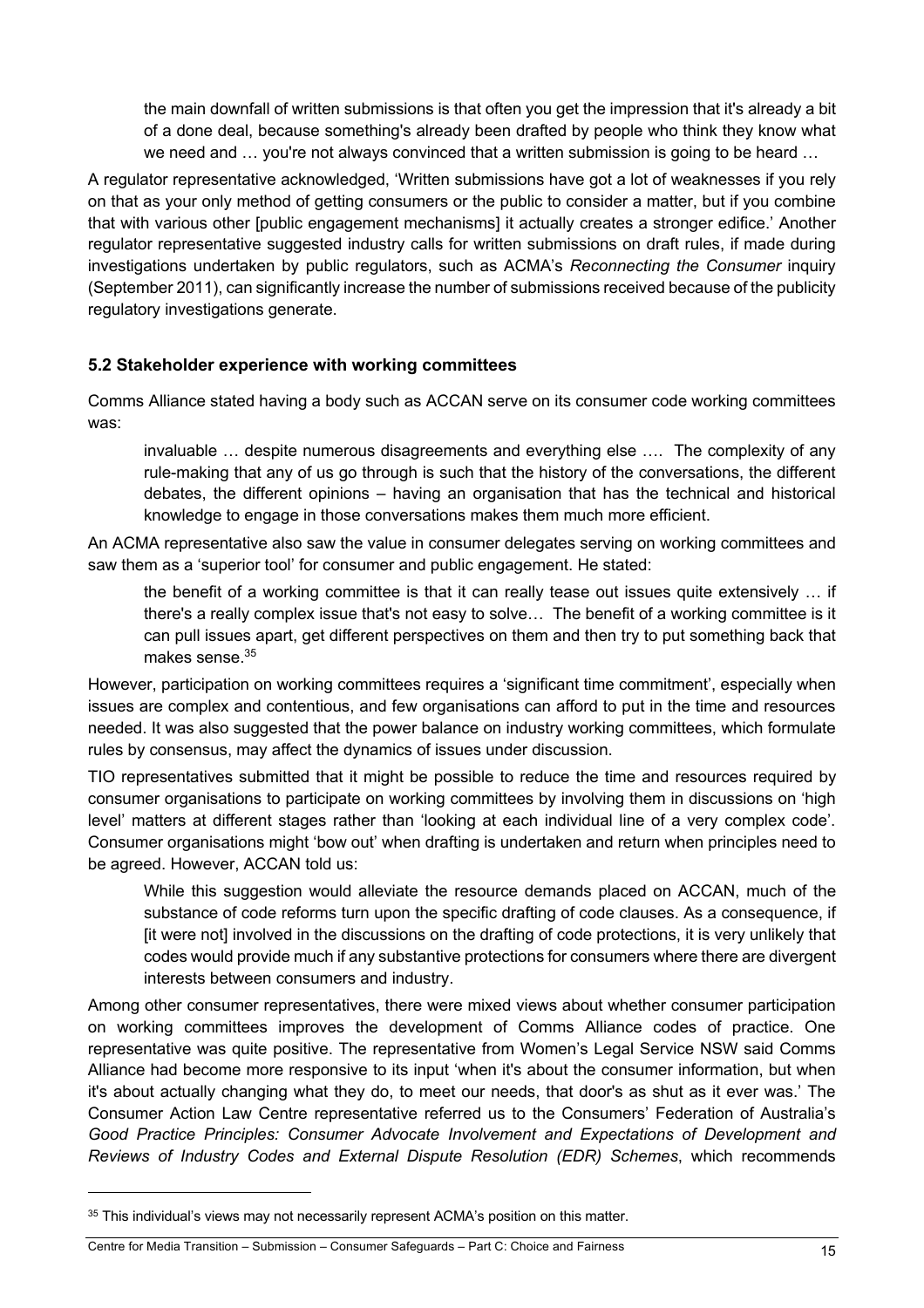> the main downfall of written submissions is that often you get the impression that it's already a bit of a done deal, because something's already been drafted by people who think they know what we need and … you're not always convinced that a written submission is going to be heard …

A regulator representative acknowledged, 'Written submissions have got a lot of weaknesses if you rely on that as your only method of getting consumers or the public to consider a matter, but if you combine that with various other [public engagement mechanisms] it actually creates a stronger edifice.' Another regulator representative suggested industry calls for written submissions on draft rules, if made during investigations undertaken by public regulators, such as ACMA's *Reconnecting the Consumer* inquiry (September 2011), can significantly increase the number of submissions received because of the publicity regulatory investigations generate.

### 5.2 Stakeholder experience with working committees

Comms Alliance stated having a body such as ACCAN serve on its consumer code working committees was:

> invaluable … despite numerous disagreements and everything else …. The complexity of any rule-making that any of us go through is such that the history of the conversations, the different debates, the different opinions – having an organisation that has the technical and historical knowledge to engage in those conversations makes them much more efficient.

An ACMA representative also saw the value in consumer delegates serving on working committees and saw them as a 'superior tool' for consumer and public engagement. He stated:

> the benefit of a working committee is that it can really tease out issues quite extensively … if there's a really complex issue that's not easy to solve… The benefit of a working committee is it can pull issues apart, get different perspectives on them and then try to put something back that makes sense.[35]

However, participation on working committees requires a 'significant time commitment', especially when issues are complex and contentious, and few organisations can afford to put in the time and resources needed. It was also suggested that the power balance on industry working committees, which formulate rules by consensus, may affect the dynamics of issues under discussion.

TIO representatives submitted that it might be possible to reduce the time and resources required by consumer organisations to participate on working committees by involving them in discussions on 'high level' matters at different stages rather than 'looking at each individual line of a very complex code'. Consumer organisations might 'bow out' when drafting is undertaken and return when principles need to be agreed. However, ACCAN told us:

> While this suggestion would alleviate the resource demands placed on ACCAN, much of the substance of code reforms turn upon the specific drafting of code clauses. As a consequence, if [it were not] involved in the discussions on the drafting of code protections, it is very unlikely that codes would provide much if any substantive protections for consumers where there are divergent interests between consumers and industry.

Among other consumer representatives, there were mixed views about whether consumer participation on working committees improves the development of Comms Alliance codes of practice. One representative was quite positive. The representative from Women's Legal Service NSW said Comms Alliance had become more responsive to its input 'when it's about the consumer information, but when it's about actually changing what they do, to meet our needs, that door's as shut as it ever was.' The Consumer Action Law Centre representative referred us to the Consumers' Federation of Australia's *Good Practice Principles: Consumer Advocate Involvement and Expectations of Development and Reviews of Industry Codes and External Dispute Resolution (EDR) Schemes*, which recommends

---

[35] This individual's views may not necessarily represent ACMA's position on this matter.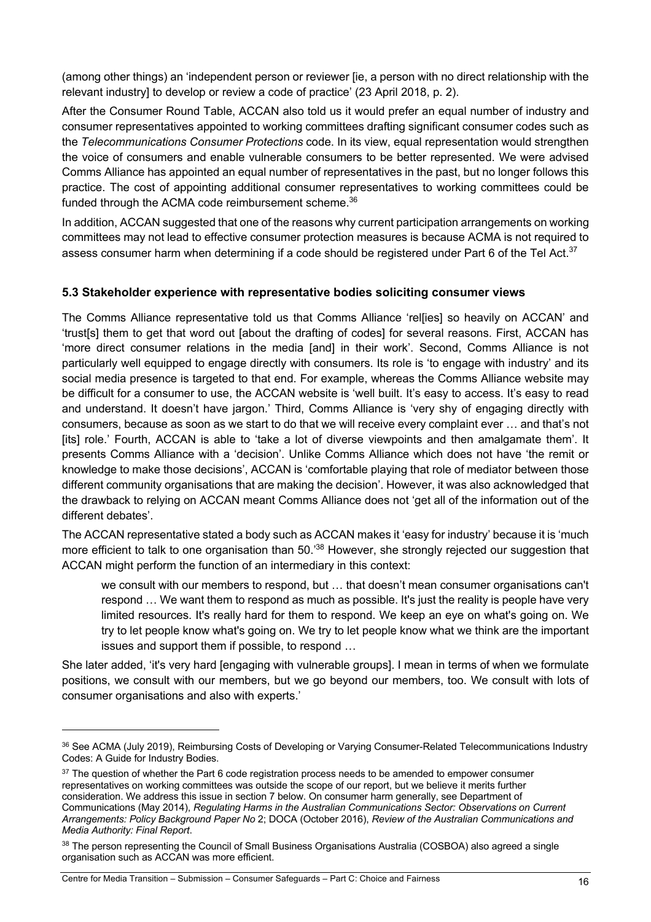(among other things) an 'independent person or reviewer [ie, a person with no direct relationship with the relevant industry] to develop or review a code of practice' (23 April 2018, p. 2).

After the Consumer Round Table, ACCAN also told us it would prefer an equal number of industry and consumer representatives appointed to working committees drafting significant consumer codes such as the *Telecommunications Consumer Protections* code. In its view, equal representation would strengthen the voice of consumers and enable vulnerable consumers to be better represented. We were advised Comms Alliance has appointed an equal number of representatives in the past, but no longer follows this practice. The cost of appointing additional consumer representatives to working committees could be funded through the ACMA code reimbursement scheme.[36]

In addition, ACCAN suggested that one of the reasons why current participation arrangements on working committees may not lead to effective consumer protection measures is because ACMA is not required to assess consumer harm when determining if a code should be registered under Part 6 of the Tel Act.[37]

### 5.3 Stakeholder experience with representative bodies soliciting consumer views

The Comms Alliance representative told us that Comms Alliance 'rel[ies] so heavily on ACCAN' and 'trust[s] them to get that word out [about the drafting of codes] for several reasons. First, ACCAN has 'more direct consumer relations in the media [and] in their work'. Second, Comms Alliance is not particularly well equipped to engage directly with consumers. Its role is 'to engage with industry' and its social media presence is targeted to that end. For example, whereas the Comms Alliance website may be difficult for a consumer to use, the ACCAN website is 'well built. It's easy to access. It's easy to read and understand. It doesn't have jargon.' Third, Comms Alliance is 'very shy of engaging directly with consumers, because as soon as we start to do that we will receive every complaint ever … and that's not [its] role.' Fourth, ACCAN is able to 'take a lot of diverse viewpoints and then amalgamate them'. It presents Comms Alliance with a 'decision'. Unlike Comms Alliance which does not have 'the remit or knowledge to make those decisions', ACCAN is 'comfortable playing that role of mediator between those different community organisations that are making the decision'. However, it was also acknowledged that the drawback to relying on ACCAN meant Comms Alliance does not 'get all of the information out of the different debates'.

The ACCAN representative stated a body such as ACCAN makes it 'easy for industry' because it is 'much more efficient to talk to one organisation than 50.'[38] However, she strongly rejected our suggestion that ACCAN might perform the function of an intermediary in this context:

> we consult with our members to respond, but … that doesn't mean consumer organisations can't respond … We want them to respond as much as possible. It's just the reality is people have very limited resources. It's really hard for them to respond. We keep an eye on what's going on. We try to let people know what's going on. We try to let people know what we think are the important issues and support them if possible, to respond …

She later added, 'it's very hard [engaging with vulnerable groups]. I mean in terms of when we formulate positions, we consult with our members, but we go beyond our members, too. We consult with lots of consumer organisations and also with experts.'

---

[36] See ACMA (July 2019), Reimbursing Costs of Developing or Varying Consumer-Related Telecommunications Industry Codes: A Guide for Industry Bodies.

[37] The question of whether the Part 6 code registration process needs to be amended to empower consumer representatives on working committees was outside the scope of our report, but we believe it merits further consideration. We address this issue in section 7 below. On consumer harm generally, see Department of Communications (May 2014), *Regulating Harms in the Australian Communications Sector: Observations on Current Arrangements: Policy Background Paper No 2*; DOCA (October 2016), *Review of the Australian Communications and Media Authority: Final Report*.

[38] The person representing the Council of Small Business Organisations Australia (COSBOA) also agreed a single organisation such as ACCAN was more efficient.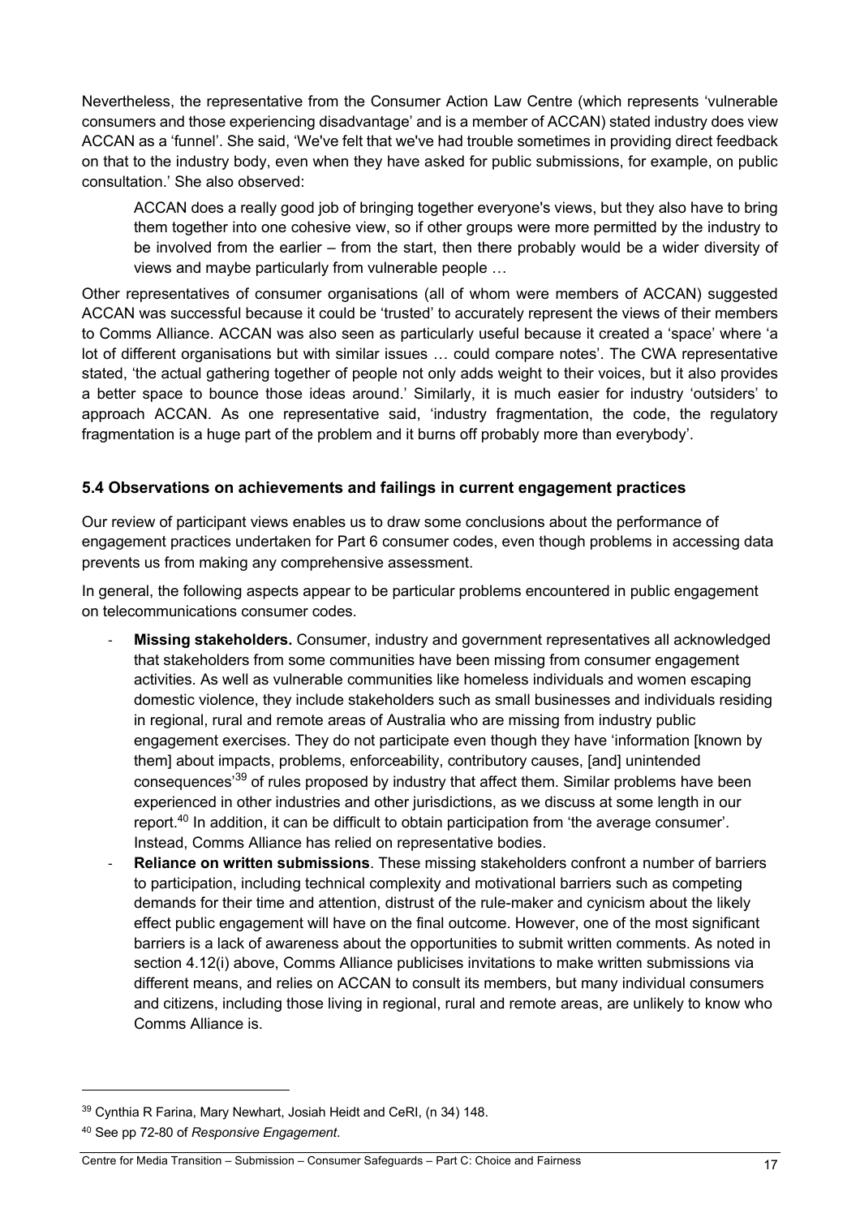Nevertheless, the representative from the Consumer Action Law Centre (which represents 'vulnerable consumers and those experiencing disadvantage' and is a member of ACCAN) stated industry does view ACCAN as a 'funnel'. She said, 'We've felt that we've had trouble sometimes in providing direct feedback on that to the industry body, even when they have asked for public submissions, for example, on public consultation.' She also observed:

> ACCAN does a really good job of bringing together everyone's views, but they also have to bring them together into one cohesive view, so if other groups were more permitted by the industry to be involved from the earlier – from the start, then there probably would be a wider diversity of views and maybe particularly from vulnerable people …

Other representatives of consumer organisations (all of whom were members of ACCAN) suggested ACCAN was successful because it could be 'trusted' to accurately represent the views of their members to Comms Alliance. ACCAN was also seen as particularly useful because it created a 'space' where 'a lot of different organisations but with similar issues … could compare notes'. The CWA representative stated, 'the actual gathering together of people not only adds weight to their voices, but it also provides a better space to bounce those ideas around.' Similarly, it is much easier for industry 'outsiders' to approach ACCAN. As one representative said, 'industry fragmentation, the code, the regulatory fragmentation is a huge part of the problem and it burns off probably more than everybody'.

### 5.4 Observations on achievements and failings in current engagement practices

Our review of participant views enables us to draw some conclusions about the performance of engagement practices undertaken for Part 6 consumer codes, even though problems in accessing data prevents us from making any comprehensive assessment.

In general, the following aspects appear to be particular problems encountered in public engagement on telecommunications consumer codes.

- **Missing stakeholders.** Consumer, industry and government representatives all acknowledged that stakeholders from some communities have been missing from consumer engagement activities. As well as vulnerable communities like homeless individuals and women escaping domestic violence, they include stakeholders such as small businesses and individuals residing in regional, rural and remote areas of Australia who are missing from industry public engagement exercises. They do not participate even though they have 'information [known by them] about impacts, problems, enforceability, contributory causes, [and] unintended consequences'[39] of rules proposed by industry that affect them. Similar problems have been experienced in other industries and other jurisdictions, as we discuss at some length in our report.[40] In addition, it can be difficult to obtain participation from 'the average consumer'. Instead, Comms Alliance has relied on representative bodies.
- **Reliance on written submissions**. These missing stakeholders confront a number of barriers to participation, including technical complexity and motivational barriers such as competing demands for their time and attention, distrust of the rule-maker and cynicism about the likely effect public engagement will have on the final outcome. However, one of the most significant barriers is a lack of awareness about the opportunities to submit written comments. As noted in section 4.12(i) above, Comms Alliance publicises invitations to make written submissions via different means, and relies on ACCAN to consult its members, but many individual consumers and citizens, including those living in regional, rural and remote areas, are unlikely to know who Comms Alliance is.

---

[39] Cynthia R Farina, Mary Newhart, Josiah Heidt and CeRI, (n 34) 148.

[40] See pp 72-80 of *Responsive Engagement*.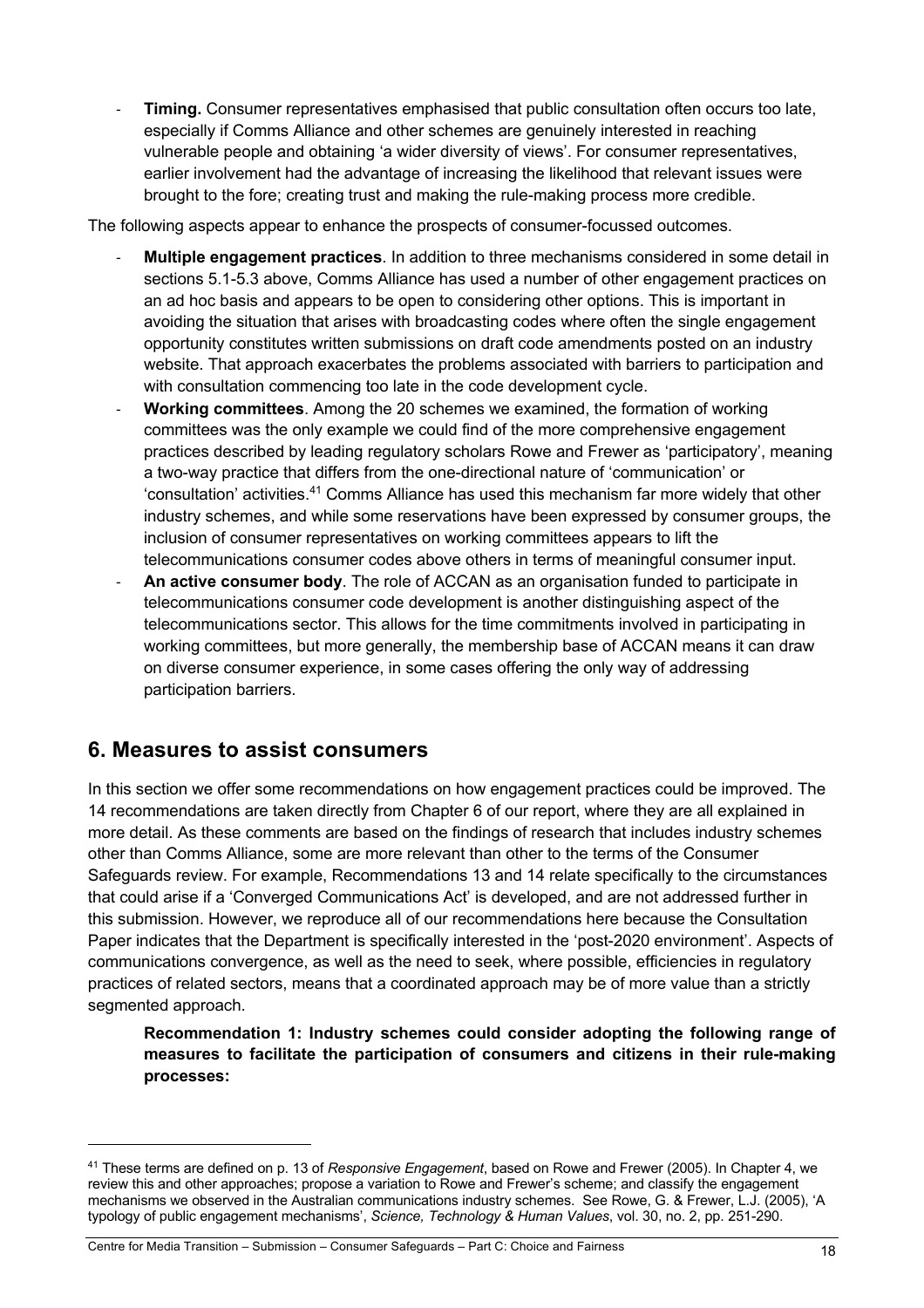- **Timing.** Consumer representatives emphasised that public consultation often occurs too late, especially if Comms Alliance and other schemes are genuinely interested in reaching vulnerable people and obtaining 'a wider diversity of views'. For consumer representatives, earlier involvement had the advantage of increasing the likelihood that relevant issues were brought to the fore; creating trust and making the rule-making process more credible.

The following aspects appear to enhance the prospects of consumer-focussed outcomes.

- **Multiple engagement practices**. In addition to three mechanisms considered in some detail in sections 5.1-5.3 above, Comms Alliance has used a number of other engagement practices on an ad hoc basis and appears to be open to considering other options. This is important in avoiding the situation that arises with broadcasting codes where often the single engagement opportunity constitutes written submissions on draft code amendments posted on an industry website. That approach exacerbates the problems associated with barriers to participation and with consultation commencing too late in the code development cycle.
- **Working committees**. Among the 20 schemes we examined, the formation of working committees was the only example we could find of the more comprehensive engagement practices described by leading regulatory scholars Rowe and Frewer as 'participatory', meaning a two-way practice that differs from the one-directional nature of 'communication' or 'consultation' activities.[41] Comms Alliance has used this mechanism far more widely that other industry schemes, and while some reservations have been expressed by consumer groups, the inclusion of consumer representatives on working committees appears to lift the telecommunications consumer codes above others in terms of meaningful consumer input.
- **An active consumer body**. The role of ACCAN as an organisation funded to participate in telecommunications consumer code development is another distinguishing aspect of the telecommunications sector. This allows for the time commitments involved in participating in working committees, but more generally, the membership base of ACCAN means it can draw on diverse consumer experience, in some cases offering the only way of addressing participation barriers.

## 6. Measures to assist consumers

In this section we offer some recommendations on how engagement practices could be improved. The 14 recommendations are taken directly from Chapter 6 of our report, where they are all explained in more detail. As these comments are based on the findings of research that includes industry schemes other than Comms Alliance, some are more relevant than other to the terms of the Consumer Safeguards review. For example, Recommendations 13 and 14 relate specifically to the circumstances that could arise if a 'Converged Communications Act' is developed, and are not addressed further in this submission. However, we reproduce all of our recommendations here because the Consultation Paper indicates that the Department is specifically interested in the 'post-2020 environment'. Aspects of communications convergence, as well as the need to seek, where possible, efficiencies in regulatory practices of related sectors, means that a coordinated approach may be of more value than a strictly segmented approach.

> **Recommendation 1: Industry schemes could consider adopting the following range of measures to facilitate the participation of consumers and citizens in their rule-making processes:**

---

[41] These terms are defined on p. 13 of *Responsive Engagement*, based on Rowe and Frewer (2005). In Chapter 4, we review this and other approaches; propose a variation to Rowe and Frewer's scheme; and classify the engagement mechanisms we observed in the Australian communications industry schemes. See Rowe, G. & Frewer, L.J. (2005), 'A typology of public engagement mechanisms', *Science, Technology & Human Values*, vol. 30, no. 2, pp. 251-290.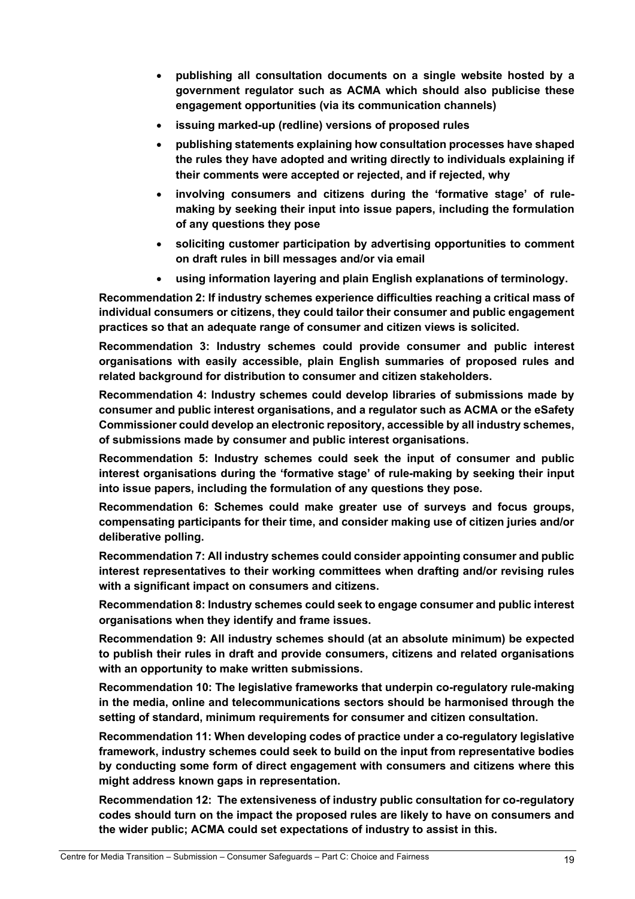- **publishing all consultation documents on a single website hosted by a government regulator such as ACMA which should also publicise these engagement opportunities (via its communication channels)**
- **issuing marked-up (redline) versions of proposed rules**
- **publishing statements explaining how consultation processes have shaped the rules they have adopted and writing directly to individuals explaining if their comments were accepted or rejected, and if rejected, why**
- **involving consumers and citizens during the 'formative stage' of rule-making by seeking their input into issue papers, including the formulation of any questions they pose**
- **soliciting customer participation by advertising opportunities to comment on draft rules in bill messages and/or via email**
- **using information layering and plain English explanations of terminology.**

**Recommendation 2: If industry schemes experience difficulties reaching a critical mass of individual consumers or citizens, they could tailor their consumer and public engagement practices so that an adequate range of consumer and citizen views is solicited.**

**Recommendation 3: Industry schemes could provide consumer and public interest organisations with easily accessible, plain English summaries of proposed rules and related background for distribution to consumer and citizen stakeholders.**

**Recommendation 4: Industry schemes could develop libraries of submissions made by consumer and public interest organisations, and a regulator such as ACMA or the eSafety Commissioner could develop an electronic repository, accessible by all industry schemes, of submissions made by consumer and public interest organisations.**

**Recommendation 5: Industry schemes could seek the input of consumer and public interest organisations during the 'formative stage' of rule-making by seeking their input into issue papers, including the formulation of any questions they pose.**

**Recommendation 6: Schemes could make greater use of surveys and focus groups, compensating participants for their time, and consider making use of citizen juries and/or deliberative polling.**

**Recommendation 7: All industry schemes could consider appointing consumer and public interest representatives to their working committees when drafting and/or revising rules with a significant impact on consumers and citizens.**

**Recommendation 8: Industry schemes could seek to engage consumer and public interest organisations when they identify and frame issues.**

**Recommendation 9: All industry schemes should (at an absolute minimum) be expected to publish their rules in draft and provide consumers, citizens and related organisations with an opportunity to make written submissions.**

**Recommendation 10: The legislative frameworks that underpin co-regulatory rule-making in the media, online and telecommunications sectors should be harmonised through the setting of standard, minimum requirements for consumer and citizen consultation.**

**Recommendation 11: When developing codes of practice under a co-regulatory legislative framework, industry schemes could seek to build on the input from representative bodies by conducting some form of direct engagement with consumers and citizens where this might address known gaps in representation.**

**Recommendation 12: The extensiveness of industry public consultation for co-regulatory codes should turn on the impact the proposed rules are likely to have on consumers and the wider public; ACMA could set expectations of industry to assist in this.**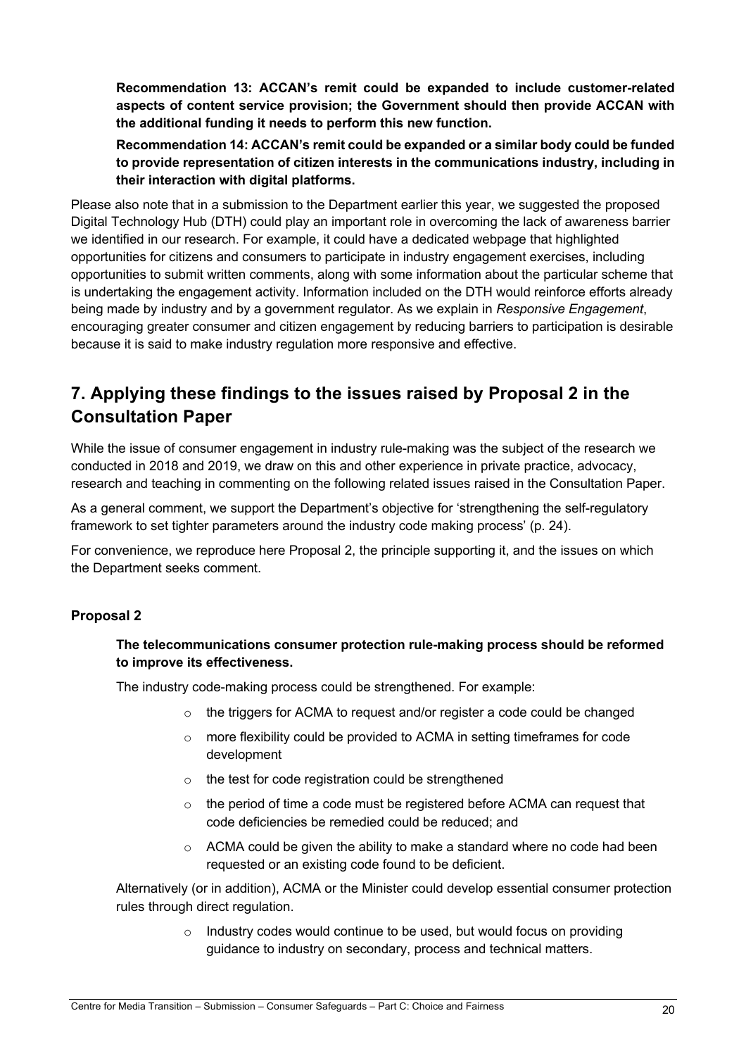**Recommendation 13: ACCAN's remit could be expanded to include customer-related aspects of content service provision; the Government should then provide ACCAN with the additional funding it needs to perform this new function.**

**Recommendation 14: ACCAN's remit could be expanded or a similar body could be funded to provide representation of citizen interests in the communications industry, including in their interaction with digital platforms.**

Please also note that in a submission to the Department earlier this year, we suggested the proposed Digital Technology Hub (DTH) could play an important role in overcoming the lack of awareness barrier we identified in our research. For example, it could have a dedicated webpage that highlighted opportunities for citizens and consumers to participate in industry engagement exercises, including opportunities to submit written comments, along with some information about the particular scheme that is undertaking the engagement activity. Information included on the DTH would reinforce efforts already being made by industry and by a government regulator. As we explain in *Responsive Engagement*, encouraging greater consumer and citizen engagement by reducing barriers to participation is desirable because it is said to make industry regulation more responsive and effective.

## 7. Applying these findings to the issues raised by Proposal 2 in the Consultation Paper

While the issue of consumer engagement in industry rule-making was the subject of the research we conducted in 2018 and 2019, we draw on this and other experience in private practice, advocacy, research and teaching in commenting on the following related issues raised in the Consultation Paper.

As a general comment, we support the Department's objective for 'strengthening the self-regulatory framework to set tighter parameters around the industry code making process' (p. 24).

For convenience, we reproduce here Proposal 2, the principle supporting it, and the issues on which the Department seeks comment.

### Proposal 2

**The telecommunications consumer protection rule-making process should be reformed to improve its effectiveness.**

The industry code-making process could be strengthened. For example:

- the triggers for ACMA to request and/or register a code could be changed
- more flexibility could be provided to ACMA in setting timeframes for code development
- the test for code registration could be strengthened
- the period of time a code must be registered before ACMA can request that code deficiencies be remedied could be reduced; and
- ACMA could be given the ability to make a standard where no code had been requested or an existing code found to be deficient.

Alternatively (or in addition), ACMA or the Minister could develop essential consumer protection rules through direct regulation.

- Industry codes would continue to be used, but would focus on providing guidance to industry on secondary, process and technical matters.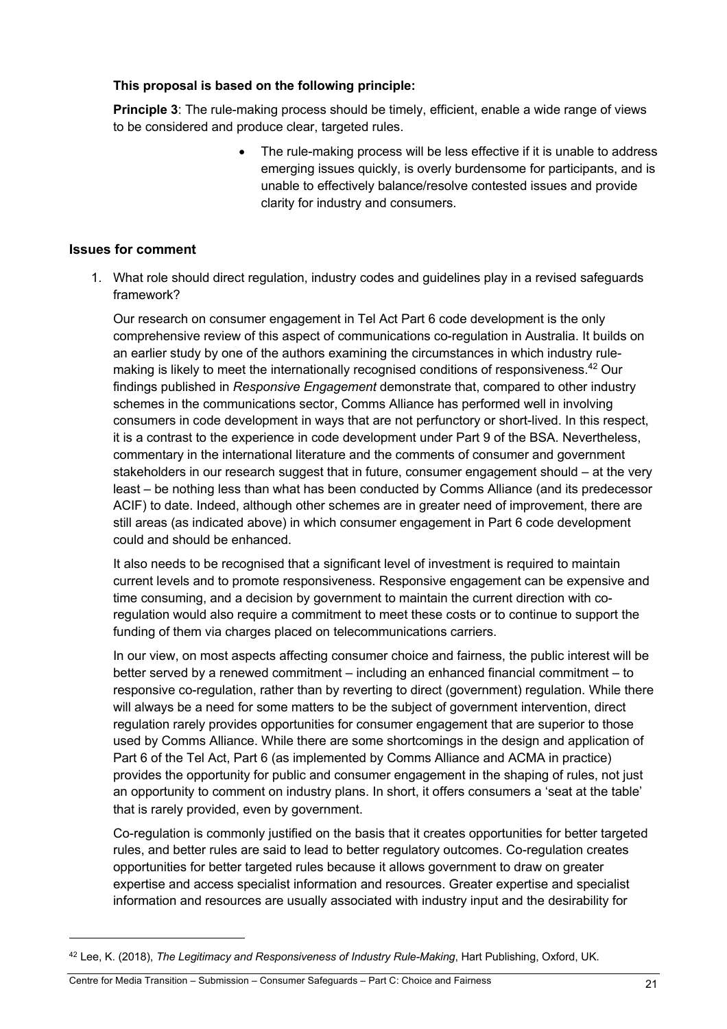**This proposal is based on the following principle:**

**Principle 3**: The rule-making process should be timely, efficient, enable a wide range of views to be considered and produce clear, targeted rules.

- The rule-making process will be less effective if it is unable to address emerging issues quickly, is overly burdensome for participants, and is unable to effectively balance/resolve contested issues and provide clarity for industry and consumers.

## Issues for comment

1. What role should direct regulation, industry codes and guidelines play in a revised safeguards framework?

   Our research on consumer engagement in Tel Act Part 6 code development is the only comprehensive review of this aspect of communications co-regulation in Australia. It builds on an earlier study by one of the authors examining the circumstances in which industry rule-making is likely to meet the internationally recognised conditions of responsiveness.[42] Our findings published in *Responsive Engagement* demonstrate that, compared to other industry schemes in the communications sector, Comms Alliance has performed well in involving consumers in code development in ways that are not perfunctory or short-lived. In this respect, it is a contrast to the experience in code development under Part 9 of the BSA. Nevertheless, commentary in the international literature and the comments of consumer and government stakeholders in our research suggest that in future, consumer engagement should – at the very least – be nothing less than what has been conducted by Comms Alliance (and its predecessor ACIF) to date. Indeed, although other schemes are in greater need of improvement, there are still areas (as indicated above) in which consumer engagement in Part 6 code development could and should be enhanced.

   It also needs to be recognised that a significant level of investment is required to maintain current levels and to promote responsiveness. Responsive engagement can be expensive and time consuming, and a decision by government to maintain the current direction with co-regulation would also require a commitment to meet these costs or to continue to support the funding of them via charges placed on telecommunications carriers.

   In our view, on most aspects affecting consumer choice and fairness, the public interest will be better served by a renewed commitment – including an enhanced financial commitment – to responsive co-regulation, rather than by reverting to direct (government) regulation. While there will always be a need for some matters to be the subject of government intervention, direct regulation rarely provides opportunities for consumer engagement that are superior to those used by Comms Alliance. While there are some shortcomings in the design and application of Part 6 of the Tel Act, Part 6 (as implemented by Comms Alliance and ACMA in practice) provides the opportunity for public and consumer engagement in the shaping of rules, not just an opportunity to comment on industry plans. In short, it offers consumers a 'seat at the table' that is rarely provided, even by government.

   Co-regulation is commonly justified on the basis that it creates opportunities for better targeted rules, and better rules are said to lead to better regulatory outcomes. Co-regulation creates opportunities for better targeted rules because it allows government to draw on greater expertise and access specialist information and resources. Greater expertise and specialist information and resources are usually associated with industry input and the desirability for

---

[42] Lee, K. (2018), *The Legitimacy and Responsiveness of Industry Rule-Making*, Hart Publishing, Oxford, UK.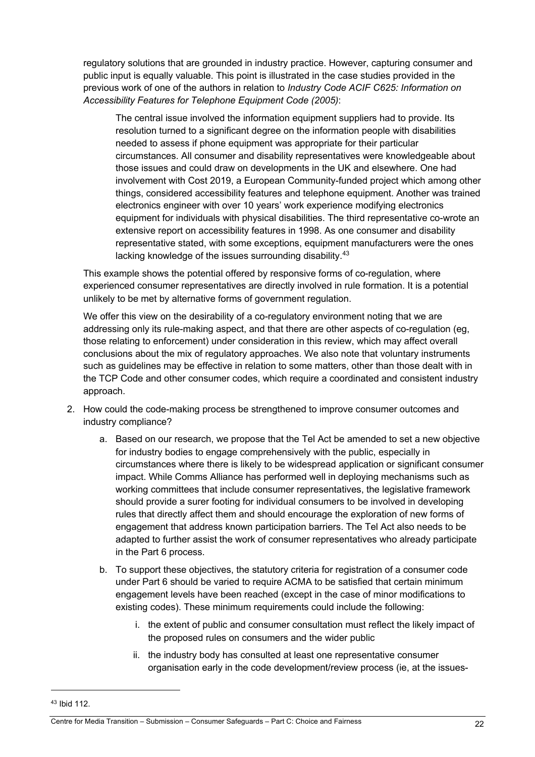regulatory solutions that are grounded in industry practice. However, capturing consumer and public input is equally valuable. This point is illustrated in the case studies provided in the previous work of one of the authors in relation to *Industry Code ACIF C625: Information on Accessibility Features for Telephone Equipment Code (2005)*:

> The central issue involved the information equipment suppliers had to provide. Its resolution turned to a significant degree on the information people with disabilities needed to assess if phone equipment was appropriate for their particular circumstances. All consumer and disability representatives were knowledgeable about those issues and could draw on developments in the UK and elsewhere. One had involvement with Cost 2019, a European Community-funded project which among other things, considered accessibility features and telephone equipment. Another was trained electronics engineer with over 10 years' work experience modifying electronics equipment for individuals with physical disabilities. The third representative co-wrote an extensive report on accessibility features in 1998. As one consumer and disability representative stated, with some exceptions, equipment manufacturers were the ones lacking knowledge of the issues surrounding disability.[43]

This example shows the potential offered by responsive forms of co-regulation, where experienced consumer representatives are directly involved in rule formation. It is a potential unlikely to be met by alternative forms of government regulation.

We offer this view on the desirability of a co-regulatory environment noting that we are addressing only its rule-making aspect, and that there are other aspects of co-regulation (eg, those relating to enforcement) under consideration in this review, which may affect overall conclusions about the mix of regulatory approaches. We also note that voluntary instruments such as guidelines may be effective in relation to some matters, other than those dealt with in the TCP Code and other consumer codes, which require a coordinated and consistent industry approach.

2. How could the code-making process be strengthened to improve consumer outcomes and industry compliance?
    a. Based on our research, we propose that the Tel Act be amended to set a new objective for industry bodies to engage comprehensively with the public, especially in circumstances where there is likely to be widespread application or significant consumer impact. While Comms Alliance has performed well in deploying mechanisms such as working committees that include consumer representatives, the legislative framework should provide a surer footing for individual consumers to be involved in developing rules that directly affect them and should encourage the exploration of new forms of engagement that address known participation barriers. The Tel Act also needs to be adapted to further assist the work of consumer representatives who already participate in the Part 6 process.
    b. To support these objectives, the statutory criteria for registration of a consumer code under Part 6 should be varied to require ACMA to be satisfied that certain minimum engagement levels have been reached (except in the case of minor modifications to existing codes). These minimum requirements could include the following:
        i. the extent of public and consumer consultation must reflect the likely impact of the proposed rules on consumers and the wider public
        ii. the industry body has consulted at least one representative consumer organisation early in the code development/review process (ie, at the issues-

[43] Ibid 112.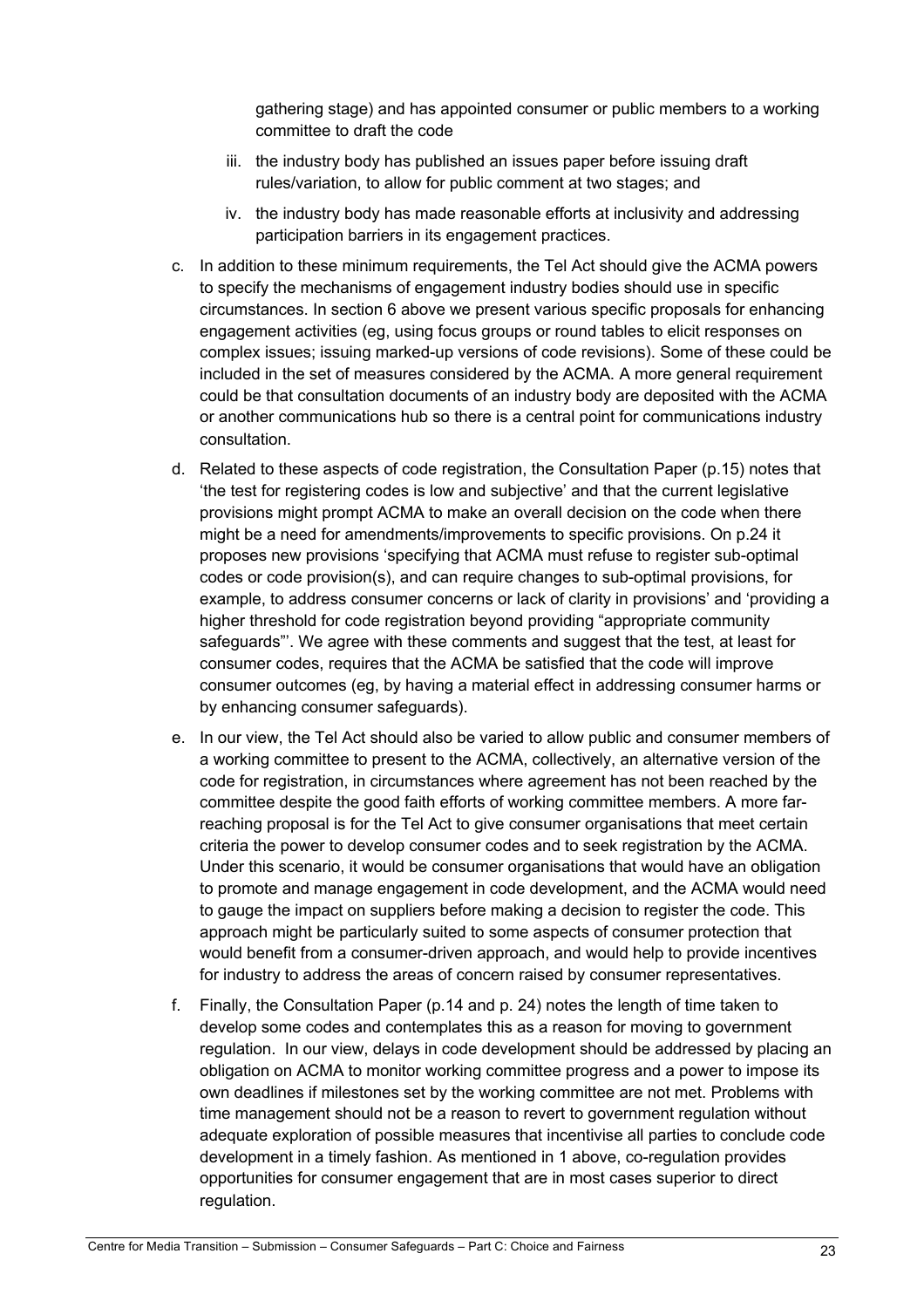gathering stage) and has appointed consumer or public members to a working committee to draft the code

   iii. the industry body has published an issues paper before issuing draft rules/variation, to allow for public comment at two stages; and

   iv. the industry body has made reasonable efforts at inclusivity and addressing participation barriers in its engagement practices.

c. In addition to these minimum requirements, the Tel Act should give the ACMA powers to specify the mechanisms of engagement industry bodies should use in specific circumstances. In section 6 above we present various specific proposals for enhancing engagement activities (eg, using focus groups or round tables to elicit responses on complex issues; issuing marked-up versions of code revisions). Some of these could be included in the set of measures considered by the ACMA. A more general requirement could be that consultation documents of an industry body are deposited with the ACMA or another communications hub so there is a central point for communications industry consultation.

d. Related to these aspects of code registration, the Consultation Paper (p.15) notes that 'the test for registering codes is low and subjective' and that the current legislative provisions might prompt ACMA to make an overall decision on the code when there might be a need for amendments/improvements to specific provisions. On p.24 it proposes new provisions 'specifying that ACMA must refuse to register sub-optimal codes or code provision(s), and can require changes to sub-optimal provisions, for example, to address consumer concerns or lack of clarity in provisions' and 'providing a higher threshold for code registration beyond providing "appropriate community safeguards"'. We agree with these comments and suggest that the test, at least for consumer codes, requires that the ACMA be satisfied that the code will improve consumer outcomes (eg, by having a material effect in addressing consumer harms or by enhancing consumer safeguards).

e. In our view, the Tel Act should also be varied to allow public and consumer members of a working committee to present to the ACMA, collectively, an alternative version of the code for registration, in circumstances where agreement has not been reached by the committee despite the good faith efforts of working committee members. A more far-reaching proposal is for the Tel Act to give consumer organisations that meet certain criteria the power to develop consumer codes and to seek registration by the ACMA. Under this scenario, it would be consumer organisations that would have an obligation to promote and manage engagement in code development, and the ACMA would need to gauge the impact on suppliers before making a decision to register the code. This approach might be particularly suited to some aspects of consumer protection that would benefit from a consumer-driven approach, and would help to provide incentives for industry to address the areas of concern raised by consumer representatives.

f. Finally, the Consultation Paper (p.14 and p. 24) notes the length of time taken to develop some codes and contemplates this as a reason for moving to government regulation. In our view, delays in code development should be addressed by placing an obligation on ACMA to monitor working committee progress and a power to impose its own deadlines if milestones set by the working committee are not met. Problems with time management should not be a reason to revert to government regulation without adequate exploration of possible measures that incentivise all parties to conclude code development in a timely fashion. As mentioned in 1 above, co-regulation provides opportunities for consumer engagement that are in most cases superior to direct regulation.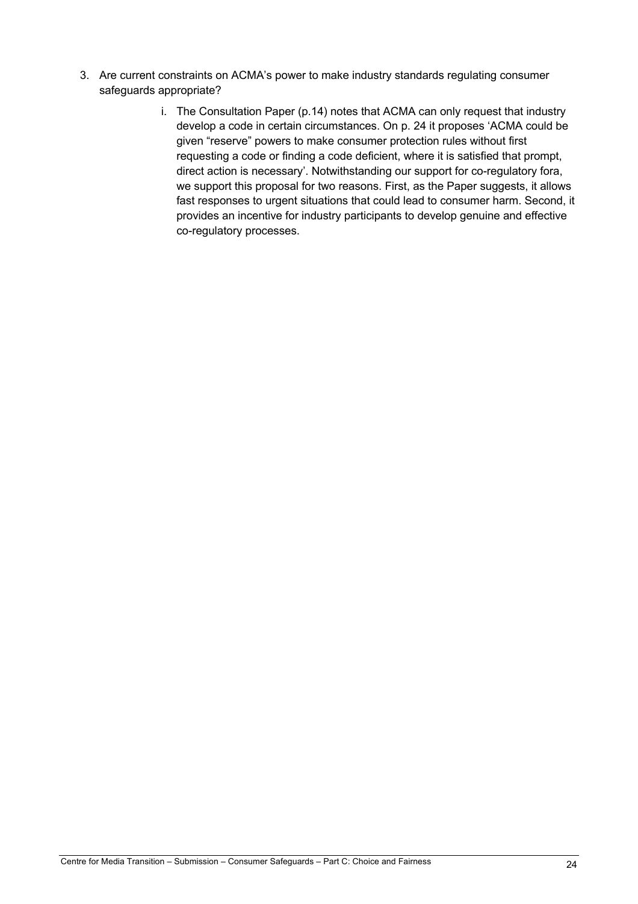3. Are current constraints on ACMA's power to make industry standards regulating consumer safeguards appropriate?

    i. The Consultation Paper (p.14) notes that ACMA can only request that industry develop a code in certain circumstances. On p. 24 it proposes 'ACMA could be given "reserve" powers to make consumer protection rules without first requesting a code or finding a code deficient, where it is satisfied that prompt, direct action is necessary'. Notwithstanding our support for co-regulatory fora, we support this proposal for two reasons. First, as the Paper suggests, it allows fast responses to urgent situations that could lead to consumer harm. Second, it provides an incentive for industry participants to develop genuine and effective co-regulatory processes.